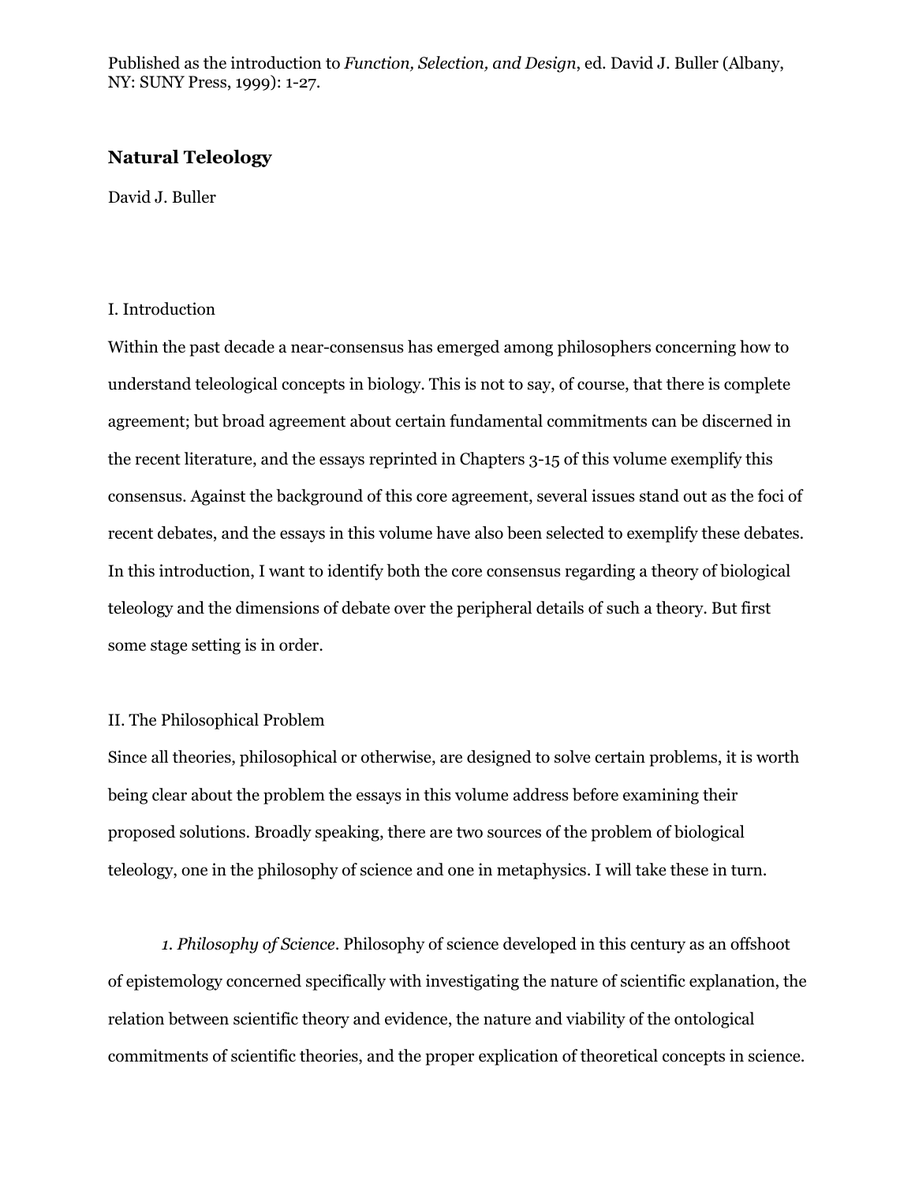Published as the introduction to *Function, Selection, and Design*, ed. David J. Buller (Albany, NY: SUNY Press, 1999): 1-27.

# Natural Teleology

David J. Buller

## I. Introduction

Within the past decade a near-consensus has emerged among philosophers concerning how to understand teleological concepts in biology. This is not to say, of course, that there is complete agreement; but broad agreement about certain fundamental commitments can be discerned in the recent literature, and the essays reprinted in Chapters 3-15 of this volume exemplify this consensus. Against the background of this core agreement, several issues stand out as the foci of recent debates, and the essays in this volume have also been selected to exemplify these debates. In this introduction, I want to identify both the core consensus regarding a theory of biological teleology and the dimensions of debate over the peripheral details of such a theory. But first some stage setting is in order.

## II. The Philosophical Problem

Since all theories, philosophical or otherwise, are designed to solve certain problems, it is worth being clear about the problem the essays in this volume address before examining their proposed solutions. Broadly speaking, there are two sources of the problem of biological teleology, one in the philosophy of science and one in metaphysics. I will take these in turn.

*1. Philosophy of Science*. Philosophy of science developed in this century as an offshoot of epistemology concerned specifically with investigating the nature of scientific explanation, the relation between scientific theory and evidence, the nature and viability of the ontological commitments of scientific theories, and the proper explication of theoretical concepts in science.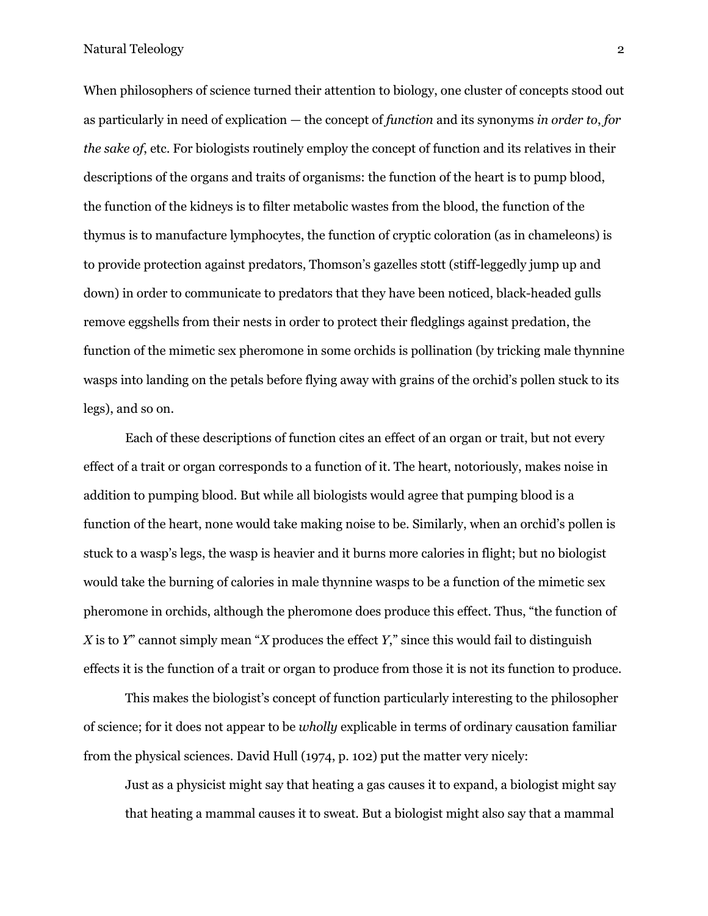When philosophers of science turned their attention to biology, one cluster of concepts stood out as particularly in need of explication — the concept of *function* and its synonyms *in order to*, *for the sake of*, etc. For biologists routinely employ the concept of function and its relatives in their descriptions of the organs and traits of organisms: the function of the heart is to pump blood, the function of the kidneys is to filter metabolic wastes from the blood, the function of the thymus is to manufacture lymphocytes, the function of cryptic coloration (as in chameleons) is to provide protection against predators, Thomson's gazelles stott (stiff-leggedly jump up and down) in order to communicate to predators that they have been noticed, black-headed gulls remove eggshells from their nests in order to protect their fledglings against predation, the function of the mimetic sex pheromone in some orchids is pollination (by tricking male thynnine wasps into landing on the petals before flying away with grains of the orchid's pollen stuck to its legs), and so on.

Each of these descriptions of function cites an effect of an organ or trait, but not every effect of a trait or organ corresponds to a function of it. The heart, notoriously, makes noise in addition to pumping blood. But while all biologists would agree that pumping blood is a function of the heart, none would take making noise to be. Similarly, when an orchid's pollen is stuck to a wasp's legs, the wasp is heavier and it burns more calories in flight; but no biologist would take the burning of calories in male thynnine wasps to be a function of the mimetic sex pheromone in orchids, although the pheromone does produce this effect. Thus, "the function of *X* is to *Y*" cannot simply mean "*X* produces the effect *Y*," since this would fail to distinguish effects it is the function of a trait or organ to produce from those it is not its function to produce.

This makes the biologist's concept of function particularly interesting to the philosopher of science; for it does not appear to be *wholly* explicable in terms of ordinary causation familiar from the physical sciences. David Hull (1974, p. 102) put the matter very nicely:

> Just as a physicist might say that heating a gas causes it to expand, a biologist might say that heating a mammal causes it to sweat. But a biologist might also say that a mammal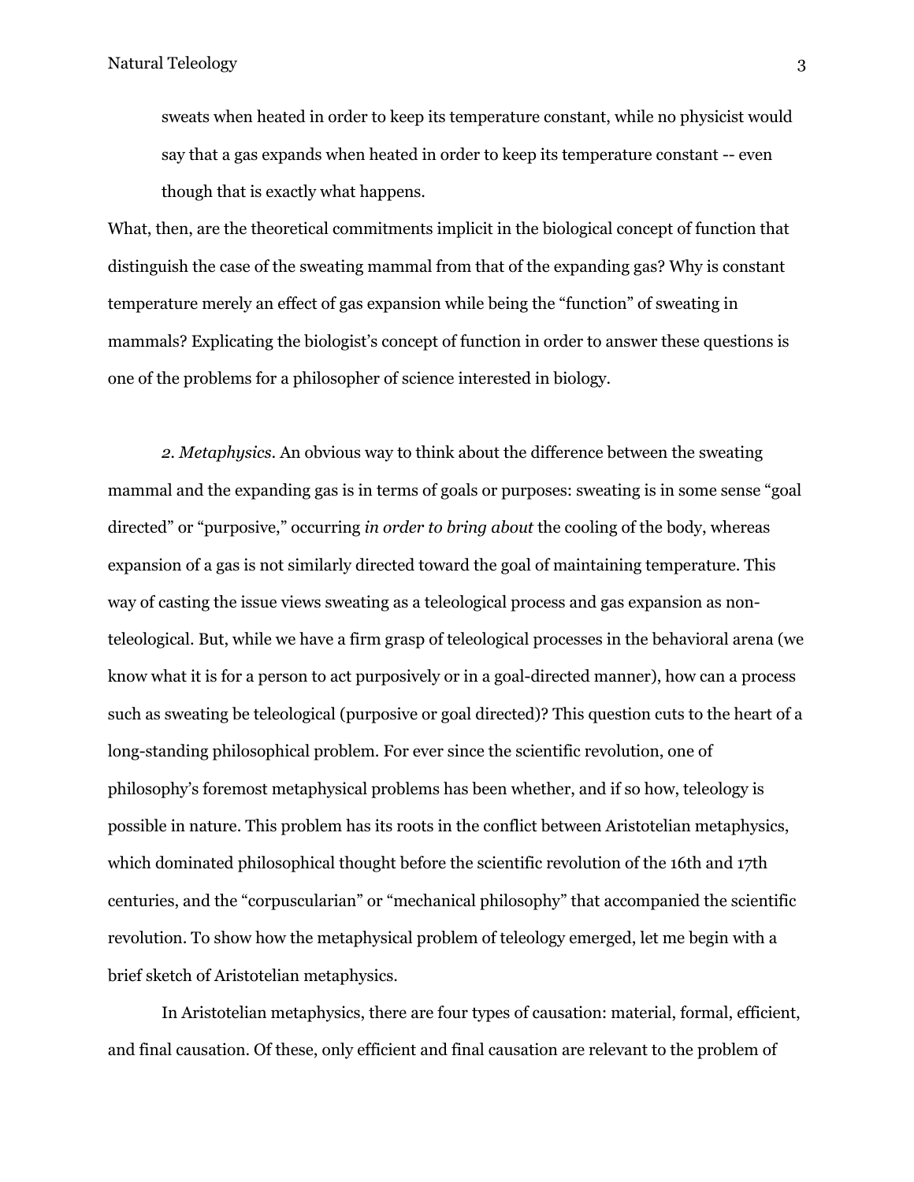> sweats when heated in order to keep its temperature constant, while no physicist would say that a gas expands when heated in order to keep its temperature constant -- even though that is exactly what happens.

What, then, are the theoretical commitments implicit in the biological concept of function that distinguish the case of the sweating mammal from that of the expanding gas? Why is constant temperature merely an effect of gas expansion while being the "function" of sweating in mammals? Explicating the biologist's concept of function in order to answer these questions is one of the problems for a philosopher of science interested in biology.

*2. Metaphysics*. An obvious way to think about the difference between the sweating mammal and the expanding gas is in terms of goals or purposes: sweating is in some sense "goal directed" or "purposive," occurring *in order to bring about* the cooling of the body, whereas expansion of a gas is not similarly directed toward the goal of maintaining temperature. This way of casting the issue views sweating as a teleological process and gas expansion as non-teleological. But, while we have a firm grasp of teleological processes in the behavioral arena (we know what it is for a person to act purposively or in a goal-directed manner), how can a process such as sweating be teleological (purposive or goal directed)? This question cuts to the heart of a long-standing philosophical problem. For ever since the scientific revolution, one of philosophy's foremost metaphysical problems has been whether, and if so how, teleology is possible in nature. This problem has its roots in the conflict between Aristotelian metaphysics, which dominated philosophical thought before the scientific revolution of the 16th and 17th centuries, and the "corpuscularian" or "mechanical philosophy" that accompanied the scientific revolution. To show how the metaphysical problem of teleology emerged, let me begin with a brief sketch of Aristotelian metaphysics.

In Aristotelian metaphysics, there are four types of causation: material, formal, efficient, and final causation. Of these, only efficient and final causation are relevant to the problem of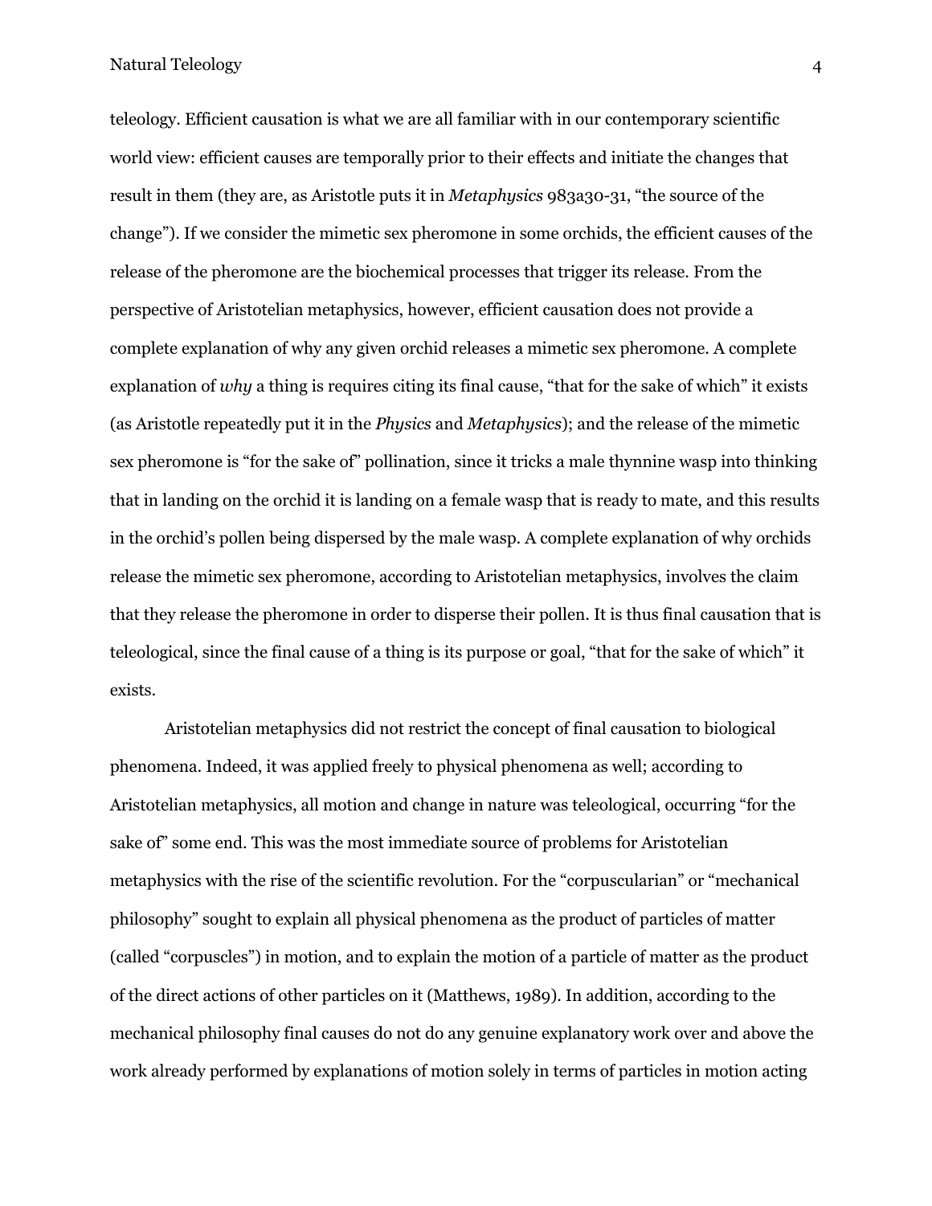teleology. Efficient causation is what we are all familiar with in our contemporary scientific world view: efficient causes are temporally prior to their effects and initiate the changes that result in them (they are, as Aristotle puts it in *Metaphysics* 983a30-31, "the source of the change"). If we consider the mimetic sex pheromone in some orchids, the efficient causes of the release of the pheromone are the biochemical processes that trigger its release. From the perspective of Aristotelian metaphysics, however, efficient causation does not provide a complete explanation of why any given orchid releases a mimetic sex pheromone. A complete explanation of *why* a thing is requires citing its final cause, "that for the sake of which" it exists (as Aristotle repeatedly put it in the *Physics* and *Metaphysics*); and the release of the mimetic sex pheromone is "for the sake of" pollination, since it tricks a male thynnine wasp into thinking that in landing on the orchid it is landing on a female wasp that is ready to mate, and this results in the orchid's pollen being dispersed by the male wasp. A complete explanation of why orchids release the mimetic sex pheromone, according to Aristotelian metaphysics, involves the claim that they release the pheromone in order to disperse their pollen. It is thus final causation that is teleological, since the final cause of a thing is its purpose or goal, "that for the sake of which" it exists.

Aristotelian metaphysics did not restrict the concept of final causation to biological phenomena. Indeed, it was applied freely to physical phenomena as well; according to Aristotelian metaphysics, all motion and change in nature was teleological, occurring "for the sake of" some end. This was the most immediate source of problems for Aristotelian metaphysics with the rise of the scientific revolution. For the "corpuscularian" or "mechanical philosophy" sought to explain all physical phenomena as the product of particles of matter (called "corpuscles") in motion, and to explain the motion of a particle of matter as the product of the direct actions of other particles on it (Matthews, 1989). In addition, according to the mechanical philosophy final causes do not do any genuine explanatory work over and above the work already performed by explanations of motion solely in terms of particles in motion acting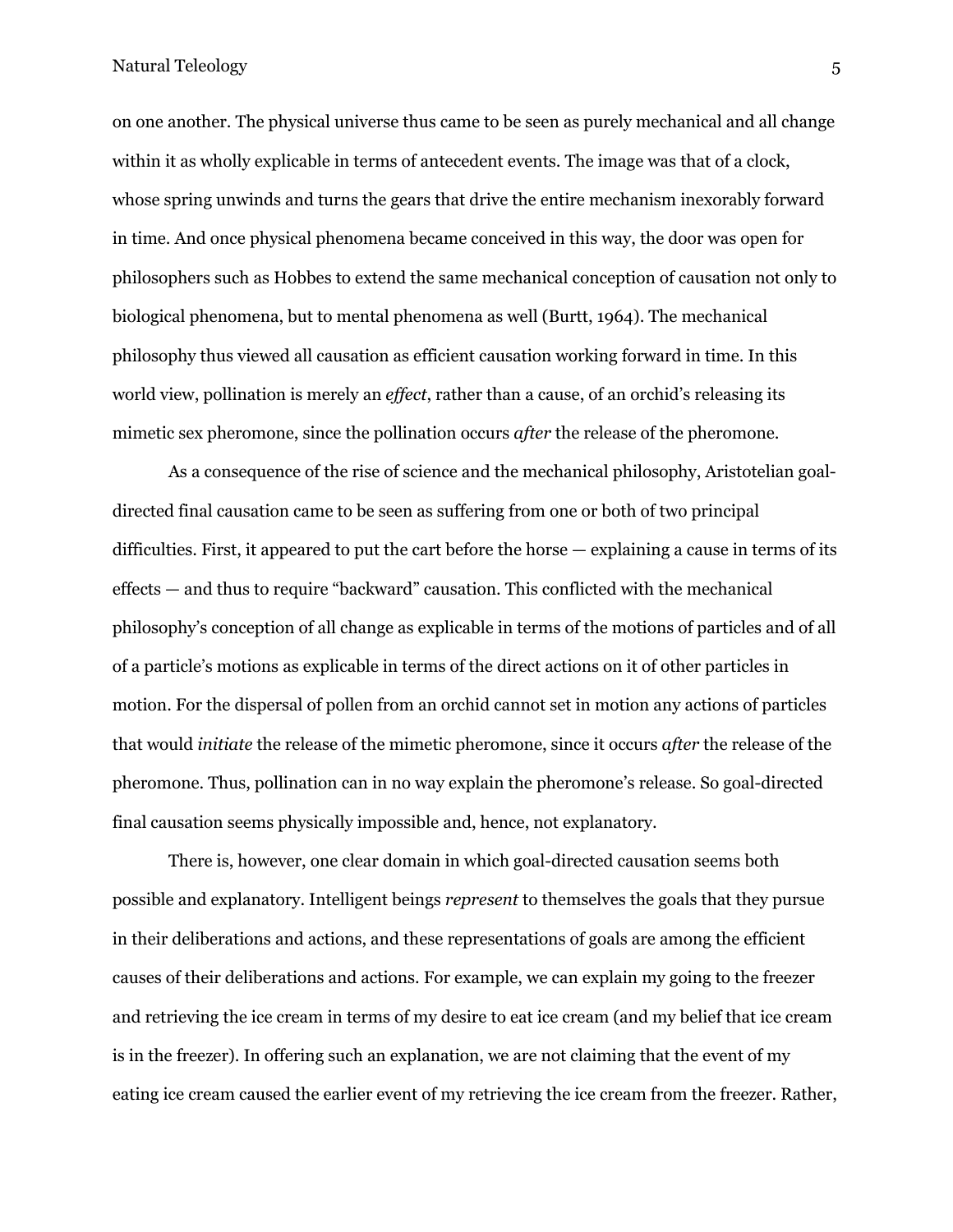on one another. The physical universe thus came to be seen as purely mechanical and all change within it as wholly explicable in terms of antecedent events. The image was that of a clock, whose spring unwinds and turns the gears that drive the entire mechanism inexorably forward in time. And once physical phenomena became conceived in this way, the door was open for philosophers such as Hobbes to extend the same mechanical conception of causation not only to biological phenomena, but to mental phenomena as well (Burtt, 1964). The mechanical philosophy thus viewed all causation as efficient causation working forward in time. In this world view, pollination is merely an *effect*, rather than a cause, of an orchid's releasing its mimetic sex pheromone, since the pollination occurs *after* the release of the pheromone.

As a consequence of the rise of science and the mechanical philosophy, Aristotelian goal-directed final causation came to be seen as suffering from one or both of two principal difficulties. First, it appeared to put the cart before the horse — explaining a cause in terms of its effects — and thus to require "backward" causation. This conflicted with the mechanical philosophy's conception of all change as explicable in terms of the motions of particles and of all of a particle's motions as explicable in terms of the direct actions on it of other particles in motion. For the dispersal of pollen from an orchid cannot set in motion any actions of particles that would *initiate* the release of the mimetic pheromone, since it occurs *after* the release of the pheromone. Thus, pollination can in no way explain the pheromone's release. So goal-directed final causation seems physically impossible and, hence, not explanatory.

There is, however, one clear domain in which goal-directed causation seems both possible and explanatory. Intelligent beings *represent* to themselves the goals that they pursue in their deliberations and actions, and these representations of goals are among the efficient causes of their deliberations and actions. For example, we can explain my going to the freezer and retrieving the ice cream in terms of my desire to eat ice cream (and my belief that ice cream is in the freezer). In offering such an explanation, we are not claiming that the event of my eating ice cream caused the earlier event of my retrieving the ice cream from the freezer. Rather,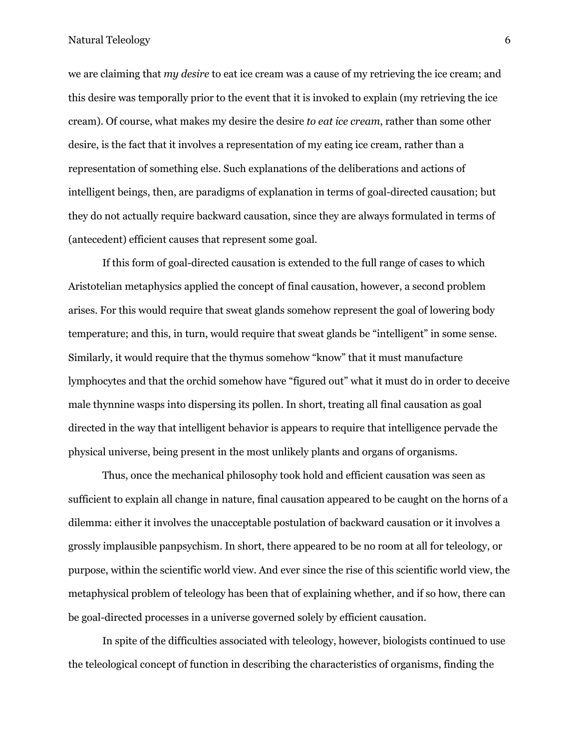we are claiming that *my desire* to eat ice cream was a cause of my retrieving the ice cream; and this desire was temporally prior to the event that it is invoked to explain (my retrieving the ice cream). Of course, what makes my desire the desire *to eat ice cream*, rather than some other desire, is the fact that it involves a representation of my eating ice cream, rather than a representation of something else. Such explanations of the deliberations and actions of intelligent beings, then, are paradigms of explanation in terms of goal-directed causation; but they do not actually require backward causation, since they are always formulated in terms of (antecedent) efficient causes that represent some goal.

If this form of goal-directed causation is extended to the full range of cases to which Aristotelian metaphysics applied the concept of final causation, however, a second problem arises. For this would require that sweat glands somehow represent the goal of lowering body temperature; and this, in turn, would require that sweat glands be "intelligent" in some sense. Similarly, it would require that the thymus somehow "know" that it must manufacture lymphocytes and that the orchid somehow have "figured out" what it must do in order to deceive male thynnine wasps into dispersing its pollen. In short, treating all final causation as goal directed in the way that intelligent behavior is appears to require that intelligence pervade the physical universe, being present in the most unlikely plants and organs of organisms.

Thus, once the mechanical philosophy took hold and efficient causation was seen as sufficient to explain all change in nature, final causation appeared to be caught on the horns of a dilemma: either it involves the unacceptable postulation of backward causation or it involves a grossly implausible panpsychism. In short, there appeared to be no room at all for teleology, or purpose, within the scientific world view. And ever since the rise of this scientific world view, the metaphysical problem of teleology has been that of explaining whether, and if so how, there can be goal-directed processes in a universe governed solely by efficient causation.

In spite of the difficulties associated with teleology, however, biologists continued to use the teleological concept of function in describing the characteristics of organisms, finding the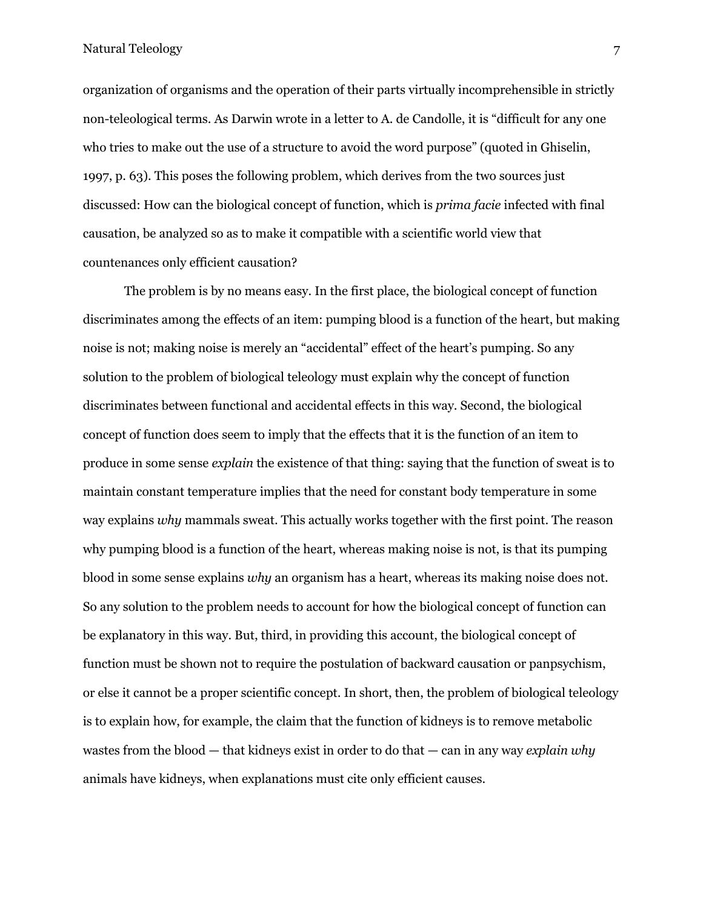organization of organisms and the operation of their parts virtually incomprehensible in strictly non-teleological terms. As Darwin wrote in a letter to A. de Candolle, it is "difficult for any one who tries to make out the use of a structure to avoid the word purpose" (quoted in Ghiselin, 1997, p. 63). This poses the following problem, which derives from the two sources just discussed: How can the biological concept of function, which is *prima facie* infected with final causation, be analyzed so as to make it compatible with a scientific world view that countenances only efficient causation?

The problem is by no means easy. In the first place, the biological concept of function discriminates among the effects of an item: pumping blood is a function of the heart, but making noise is not; making noise is merely an "accidental" effect of the heart's pumping. So any solution to the problem of biological teleology must explain why the concept of function discriminates between functional and accidental effects in this way. Second, the biological concept of function does seem to imply that the effects that it is the function of an item to produce in some sense *explain* the existence of that thing: saying that the function of sweat is to maintain constant temperature implies that the need for constant body temperature in some way explains *why* mammals sweat. This actually works together with the first point. The reason why pumping blood is a function of the heart, whereas making noise is not, is that its pumping blood in some sense explains *why* an organism has a heart, whereas its making noise does not. So any solution to the problem needs to account for how the biological concept of function can be explanatory in this way. But, third, in providing this account, the biological concept of function must be shown not to require the postulation of backward causation or panpsychism, or else it cannot be a proper scientific concept. In short, then, the problem of biological teleology is to explain how, for example, the claim that the function of kidneys is to remove metabolic wastes from the blood — that kidneys exist in order to do that — can in any way *explain why* animals have kidneys, when explanations must cite only efficient causes.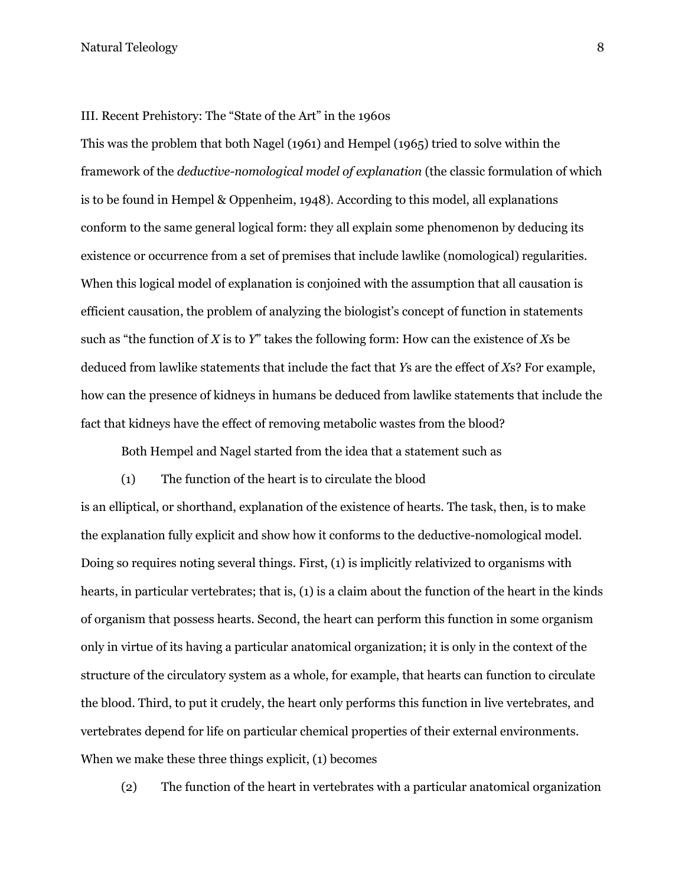## III. Recent Prehistory: The "State of the Art" in the 1960s

This was the problem that both Nagel (1961) and Hempel (1965) tried to solve within the framework of the *deductive-nomological model of explanation* (the classic formulation of which is to be found in Hempel & Oppenheim, 1948). According to this model, all explanations conform to the same general logical form: they all explain some phenomenon by deducing its existence or occurrence from a set of premises that include lawlike (nomological) regularities. When this logical model of explanation is conjoined with the assumption that all causation is efficient causation, the problem of analyzing the biologist's concept of function in statements such as "the function of *X* is to *Y*" takes the following form: How can the existence of *X*s be deduced from lawlike statements that include the fact that *Y*s are the effect of *X*s? For example, how can the presence of kidneys in humans be deduced from lawlike statements that include the fact that kidneys have the effect of removing metabolic wastes from the blood?

Both Hempel and Nagel started from the idea that a statement such as

(1) The function of the heart is to circulate the blood

is an elliptical, or shorthand, explanation of the existence of hearts. The task, then, is to make the explanation fully explicit and show how it conforms to the deductive-nomological model. Doing so requires noting several things. First, (1) is implicitly relativized to organisms with hearts, in particular vertebrates; that is, (1) is a claim about the function of the heart in the kinds of organism that possess hearts. Second, the heart can perform this function in some organism only in virtue of its having a particular anatomical organization; it is only in the context of the structure of the circulatory system as a whole, for example, that hearts can function to circulate the blood. Third, to put it crudely, the heart only performs this function in live vertebrates, and vertebrates depend for life on particular chemical properties of their external environments. When we make these three things explicit, (1) becomes

(2) The function of the heart in vertebrates with a particular anatomical organization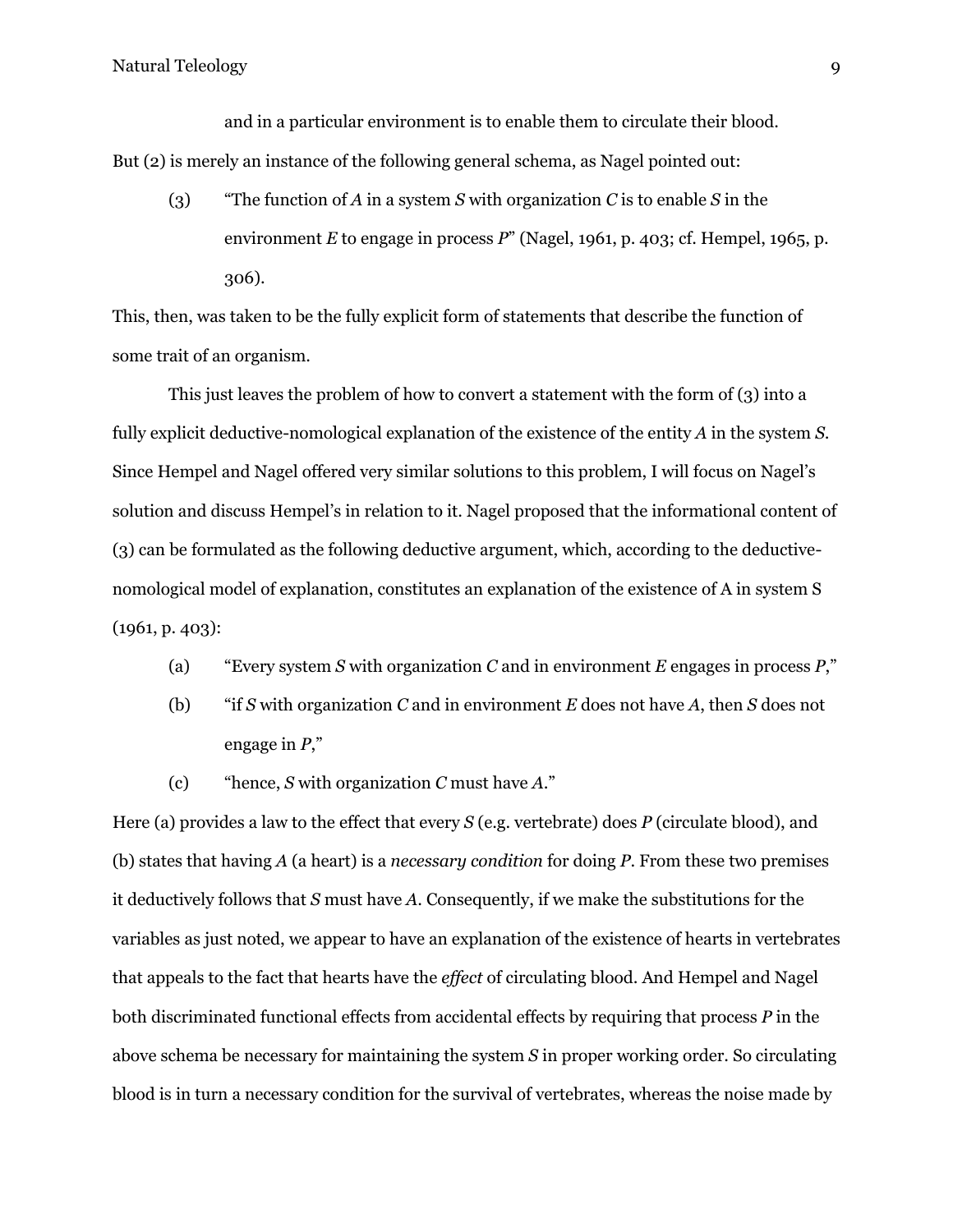and in a particular environment is to enable them to circulate their blood.

But (2) is merely an instance of the following general schema, as Nagel pointed out:

> (3) "The function of *A* in a system *S* with organization *C* is to enable *S* in the environment *E* to engage in process *P*" (Nagel, 1961, p. 403; cf. Hempel, 1965, p. 306).

This, then, was taken to be the fully explicit form of statements that describe the function of some trait of an organism.

This just leaves the problem of how to convert a statement with the form of (3) into a fully explicit deductive-nomological explanation of the existence of the entity *A* in the system *S*. Since Hempel and Nagel offered very similar solutions to this problem, I will focus on Nagel's solution and discuss Hempel's in relation to it. Nagel proposed that the informational content of (3) can be formulated as the following deductive argument, which, according to the deductive-nomological model of explanation, constitutes an explanation of the existence of A in system S (1961, p. 403):

> (a) "Every system *S* with organization *C* and in environment *E* engages in process *P*,"
>
> (b) "if *S* with organization *C* and in environment *E* does not have *A*, then *S* does not engage in *P*,"
>
> (c) "hence, *S* with organization *C* must have *A*."

Here (a) provides a law to the effect that every *S* (e.g. vertebrate) does *P* (circulate blood), and (b) states that having *A* (a heart) is a *necessary condition* for doing *P*. From these two premises it deductively follows that *S* must have *A*. Consequently, if we make the substitutions for the variables as just noted, we appear to have an explanation of the existence of hearts in vertebrates that appeals to the fact that hearts have the *effect* of circulating blood. And Hempel and Nagel both discriminated functional effects from accidental effects by requiring that process *P* in the above schema be necessary for maintaining the system *S* in proper working order. So circulating blood is in turn a necessary condition for the survival of vertebrates, whereas the noise made by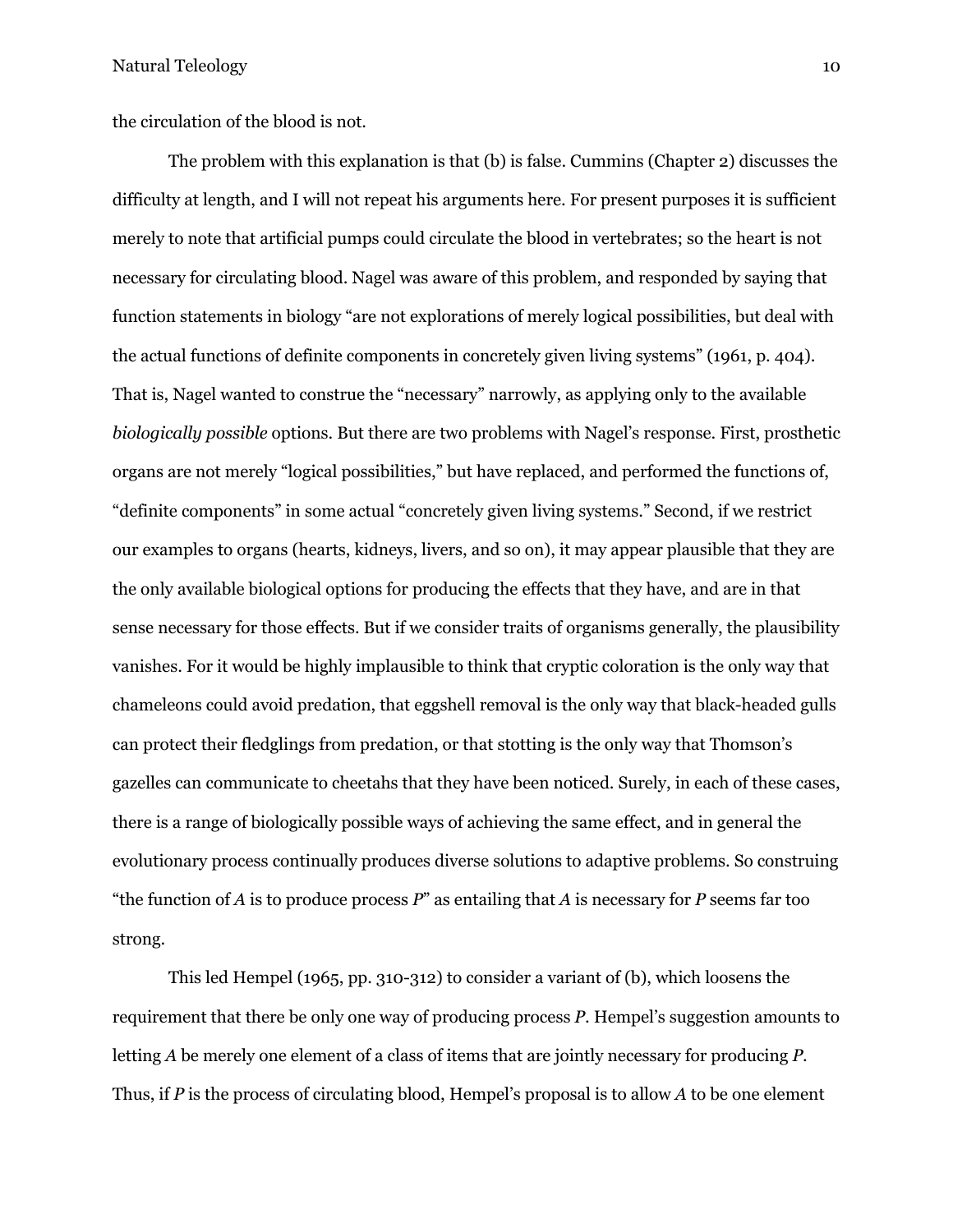the circulation of the blood is not.

The problem with this explanation is that (b) is false. Cummins (Chapter 2) discusses the difficulty at length, and I will not repeat his arguments here. For present purposes it is sufficient merely to note that artificial pumps could circulate the blood in vertebrates; so the heart is not necessary for circulating blood. Nagel was aware of this problem, and responded by saying that function statements in biology "are not explorations of merely logical possibilities, but deal with the actual functions of definite components in concretely given living systems" (1961, p. 404). That is, Nagel wanted to construe the "necessary" narrowly, as applying only to the available *biologically possible* options. But there are two problems with Nagel's response. First, prosthetic organs are not merely "logical possibilities," but have replaced, and performed the functions of, "definite components" in some actual "concretely given living systems." Second, if we restrict our examples to organs (hearts, kidneys, livers, and so on), it may appear plausible that they are the only available biological options for producing the effects that they have, and are in that sense necessary for those effects. But if we consider traits of organisms generally, the plausibility vanishes. For it would be highly implausible to think that cryptic coloration is the only way that chameleons could avoid predation, that eggshell removal is the only way that black-headed gulls can protect their fledglings from predation, or that stotting is the only way that Thomson's gazelles can communicate to cheetahs that they have been noticed. Surely, in each of these cases, there is a range of biologically possible ways of achieving the same effect, and in general the evolutionary process continually produces diverse solutions to adaptive problems. So construing "the function of *A* is to produce process *P*" as entailing that *A* is necessary for *P* seems far too strong.

This led Hempel (1965, pp. 310-312) to consider a variant of (b), which loosens the requirement that there be only one way of producing process *P*. Hempel's suggestion amounts to letting *A* be merely one element of a class of items that are jointly necessary for producing *P*. Thus, if *P* is the process of circulating blood, Hempel's proposal is to allow *A* to be one element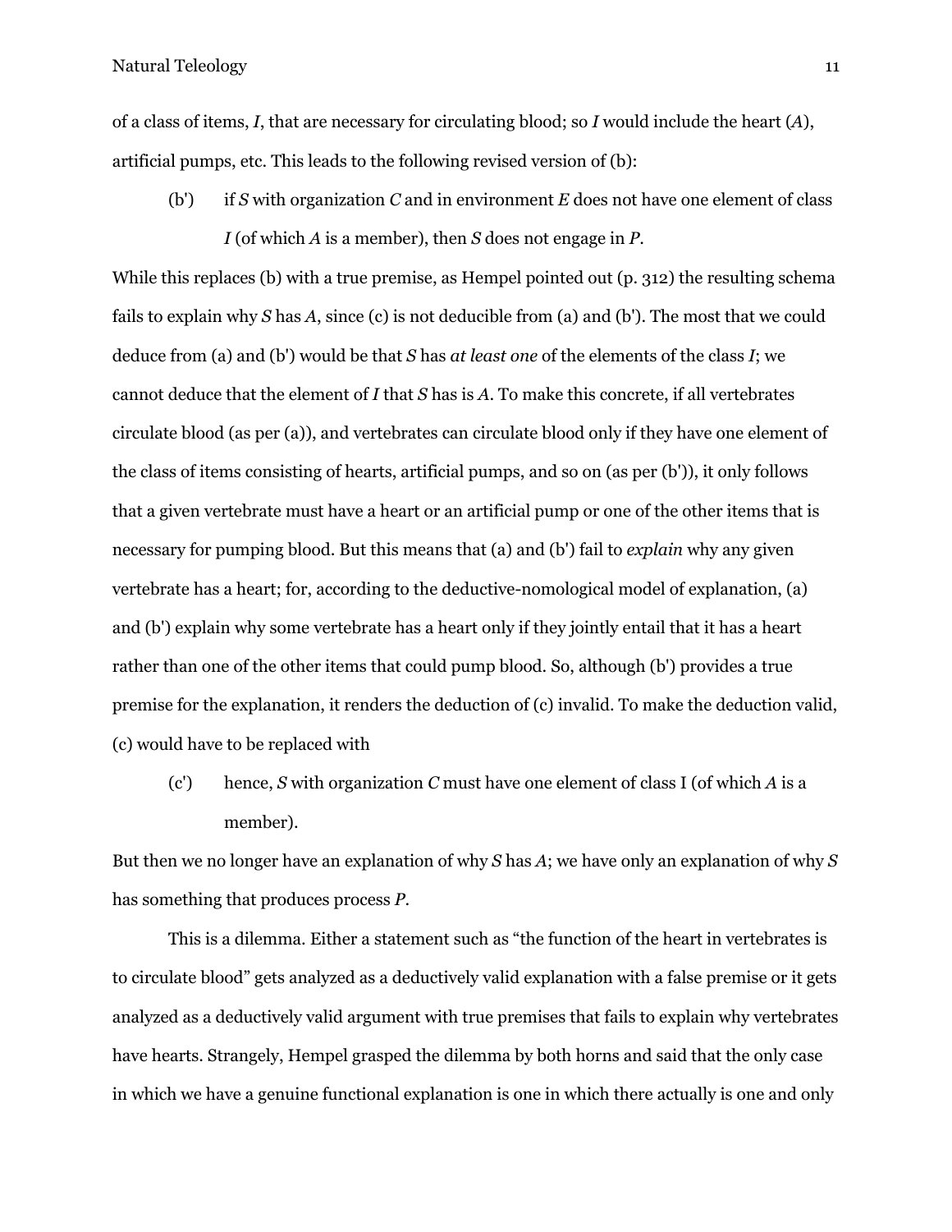of a class of items, *I*, that are necessary for circulating blood; so *I* would include the heart (*A*), artificial pumps, etc. This leads to the following revised version of (b):

> (b') if *S* with organization *C* and in environment *E* does not have one element of class *I* (of which *A* is a member), then *S* does not engage in *P*.

While this replaces (b) with a true premise, as Hempel pointed out (p. 312) the resulting schema fails to explain why *S* has *A*, since (c) is not deducible from (a) and (b'). The most that we could deduce from (a) and (b') would be that *S* has *at least one* of the elements of the class *I*; we cannot deduce that the element of *I* that *S* has is *A*. To make this concrete, if all vertebrates circulate blood (as per (a)), and vertebrates can circulate blood only if they have one element of the class of items consisting of hearts, artificial pumps, and so on (as per (b')), it only follows that a given vertebrate must have a heart or an artificial pump or one of the other items that is necessary for pumping blood. But this means that (a) and (b') fail to *explain* why any given vertebrate has a heart; for, according to the deductive-nomological model of explanation, (a) and (b') explain why some vertebrate has a heart only if they jointly entail that it has a heart rather than one of the other items that could pump blood. So, although (b') provides a true premise for the explanation, it renders the deduction of (c) invalid. To make the deduction valid, (c) would have to be replaced with

> (c') hence, *S* with organization *C* must have one element of class I (of which *A* is a member).

But then we no longer have an explanation of why *S* has *A*; we have only an explanation of why *S* has something that produces process *P*.

This is a dilemma. Either a statement such as "the function of the heart in vertebrates is to circulate blood" gets analyzed as a deductively valid explanation with a false premise or it gets analyzed as a deductively valid argument with true premises that fails to explain why vertebrates have hearts. Strangely, Hempel grasped the dilemma by both horns and said that the only case in which we have a genuine functional explanation is one in which there actually is one and only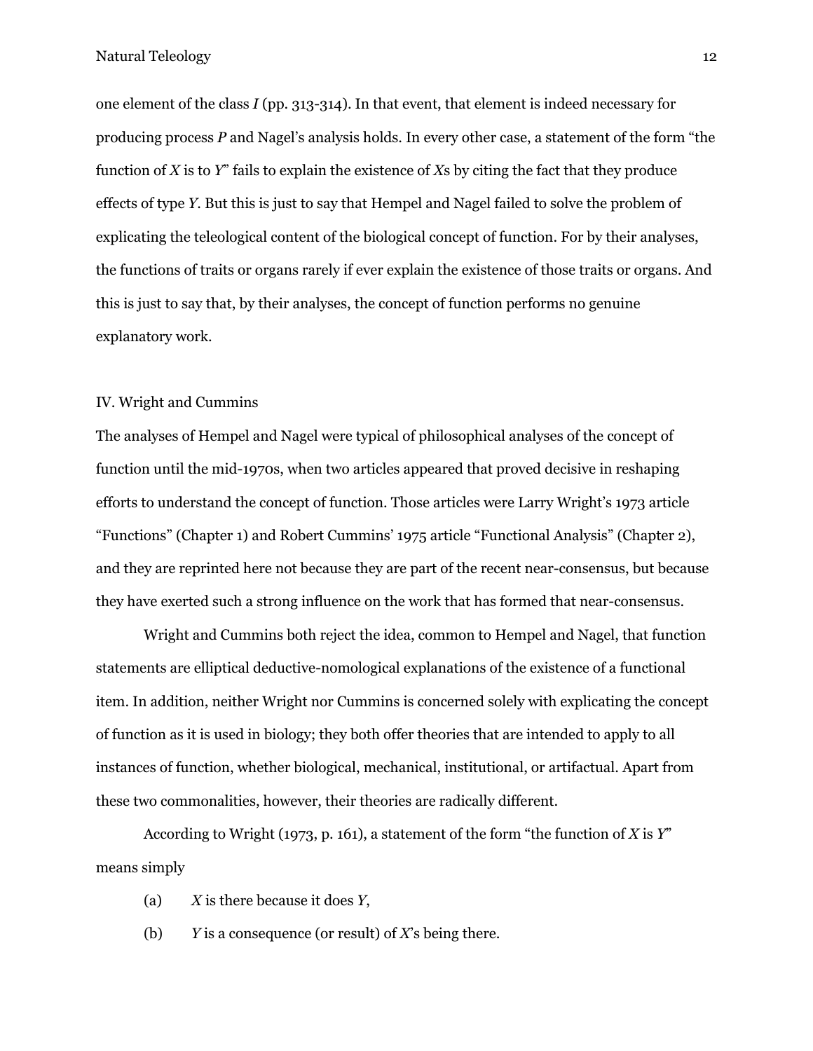one element of the class *I* (pp. 313-314). In that event, that element is indeed necessary for producing process *P* and Nagel's analysis holds. In every other case, a statement of the form "the function of *X* is to *Y*" fails to explain the existence of *X*s by citing the fact that they produce effects of type *Y*. But this is just to say that Hempel and Nagel failed to solve the problem of explicating the teleological content of the biological concept of function. For by their analyses, the functions of traits or organs rarely if ever explain the existence of those traits or organs. And this is just to say that, by their analyses, the concept of function performs no genuine explanatory work.

## IV. Wright and Cummins

The analyses of Hempel and Nagel were typical of philosophical analyses of the concept of function until the mid-1970s, when two articles appeared that proved decisive in reshaping efforts to understand the concept of function. Those articles were Larry Wright's 1973 article "Functions" (Chapter 1) and Robert Cummins' 1975 article "Functional Analysis" (Chapter 2), and they are reprinted here not because they are part of the recent near-consensus, but because they have exerted such a strong influence on the work that has formed that near-consensus.

Wright and Cummins both reject the idea, common to Hempel and Nagel, that function statements are elliptical deductive-nomological explanations of the existence of a functional item. In addition, neither Wright nor Cummins is concerned solely with explicating the concept of function as it is used in biology; they both offer theories that are intended to apply to all instances of function, whether biological, mechanical, institutional, or artifactual. Apart from these two commonalities, however, their theories are radically different.

According to Wright (1973, p. 161), a statement of the form "the function of *X* is *Y*" means simply

(a) *X* is there because it does *Y*,

(b) *Y* is a consequence (or result) of *X*'s being there.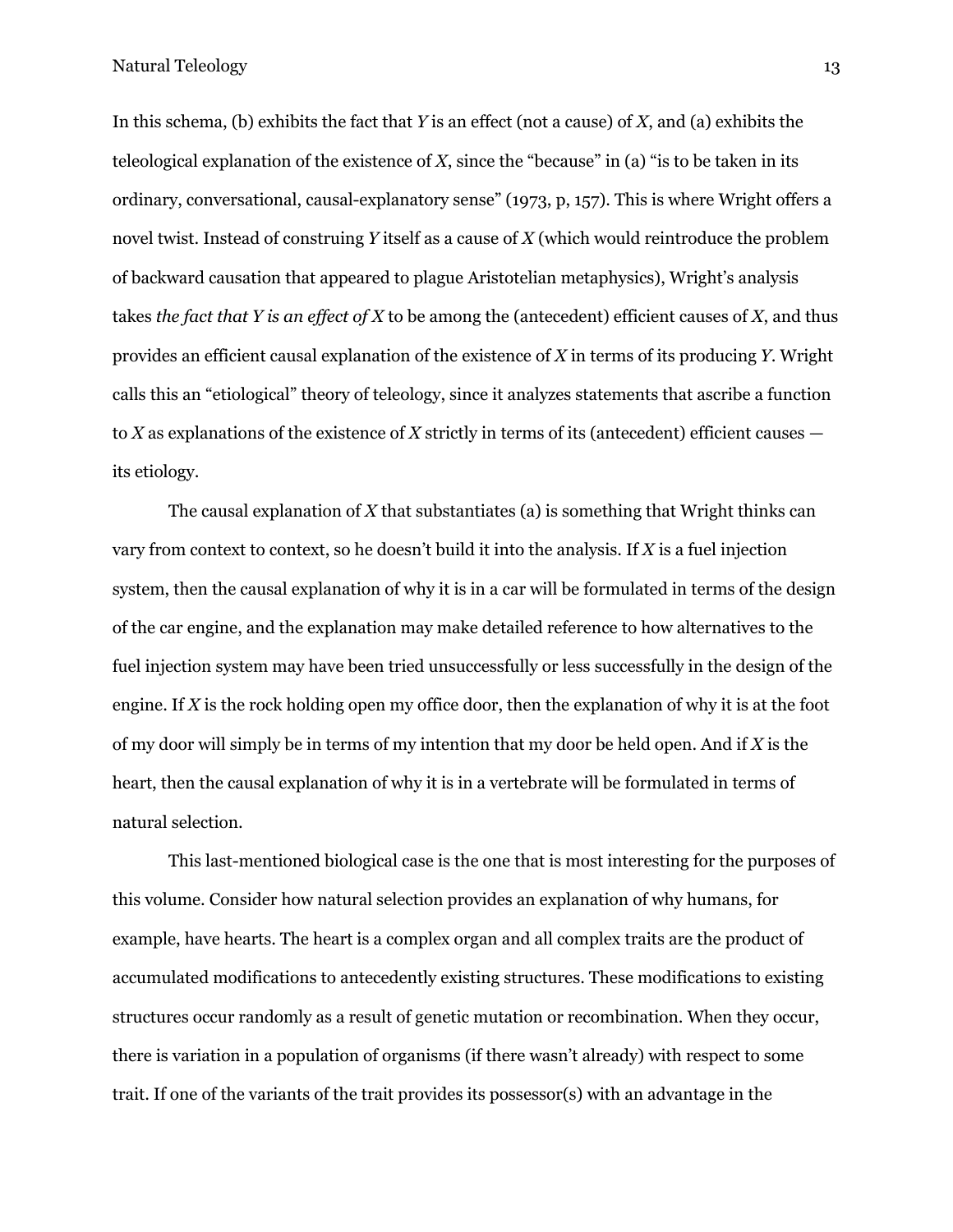In this schema, (b) exhibits the fact that *Y* is an effect (not a cause) of *X*, and (a) exhibits the teleological explanation of the existence of *X*, since the "because" in (a) "is to be taken in its ordinary, conversational, causal-explanatory sense" (1973, p, 157). This is where Wright offers a novel twist. Instead of construing *Y* itself as a cause of *X* (which would reintroduce the problem of backward causation that appeared to plague Aristotelian metaphysics), Wright's analysis takes *the fact that Y is an effect of X* to be among the (antecedent) efficient causes of *X*, and thus provides an efficient causal explanation of the existence of *X* in terms of its producing *Y*. Wright calls this an "etiological" theory of teleology, since it analyzes statements that ascribe a function to *X* as explanations of the existence of *X* strictly in terms of its (antecedent) efficient causes — its etiology.

The causal explanation of *X* that substantiates (a) is something that Wright thinks can vary from context to context, so he doesn't build it into the analysis. If *X* is a fuel injection system, then the causal explanation of why it is in a car will be formulated in terms of the design of the car engine, and the explanation may make detailed reference to how alternatives to the fuel injection system may have been tried unsuccessfully or less successfully in the design of the engine. If *X* is the rock holding open my office door, then the explanation of why it is at the foot of my door will simply be in terms of my intention that my door be held open. And if *X* is the heart, then the causal explanation of why it is in a vertebrate will be formulated in terms of natural selection.

This last-mentioned biological case is the one that is most interesting for the purposes of this volume. Consider how natural selection provides an explanation of why humans, for example, have hearts. The heart is a complex organ and all complex traits are the product of accumulated modifications to antecedently existing structures. These modifications to existing structures occur randomly as a result of genetic mutation or recombination. When they occur, there is variation in a population of organisms (if there wasn't already) with respect to some trait. If one of the variants of the trait provides its possessor(s) with an advantage in the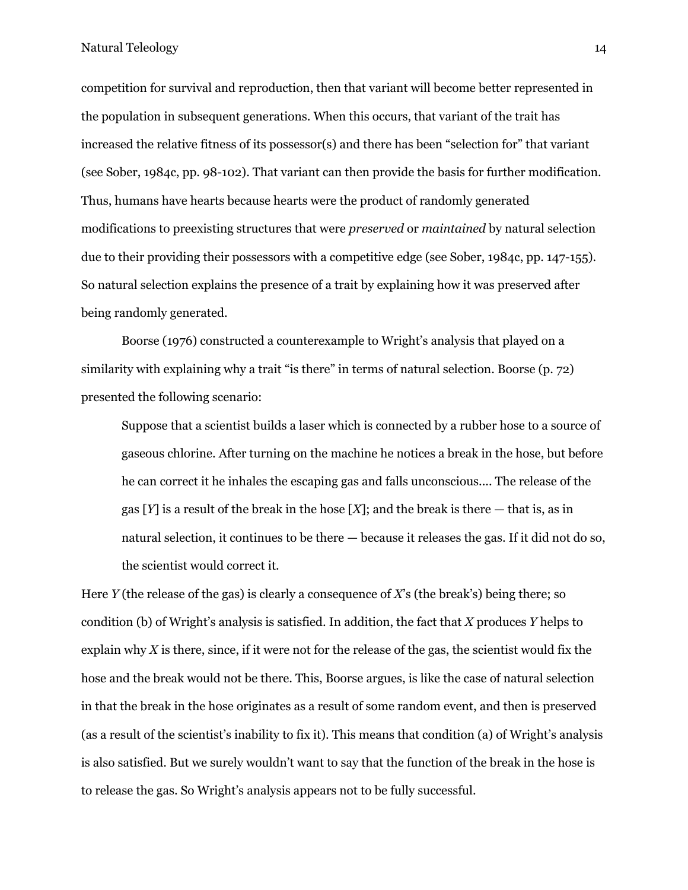competition for survival and reproduction, then that variant will become better represented in the population in subsequent generations. When this occurs, that variant of the trait has increased the relative fitness of its possessor(s) and there has been "selection for" that variant (see Sober, 1984c, pp. 98-102). That variant can then provide the basis for further modification. Thus, humans have hearts because hearts were the product of randomly generated modifications to preexisting structures that were *preserved* or *maintained* by natural selection due to their providing their possessors with a competitive edge (see Sober, 1984c, pp. 147-155). So natural selection explains the presence of a trait by explaining how it was preserved after being randomly generated.

Boorse (1976) constructed a counterexample to Wright's analysis that played on a similarity with explaining why a trait "is there" in terms of natural selection. Boorse (p. 72) presented the following scenario:

> Suppose that a scientist builds a laser which is connected by a rubber hose to a source of gaseous chlorine. After turning on the machine he notices a break in the hose, but before he can correct it he inhales the escaping gas and falls unconscious.... The release of the gas [*Y*] is a result of the break in the hose [*X*]; and the break is there — that is, as in natural selection, it continues to be there — because it releases the gas. If it did not do so, the scientist would correct it.

Here *Y* (the release of the gas) is clearly a consequence of *X*'s (the break's) being there; so condition (b) of Wright's analysis is satisfied. In addition, the fact that *X* produces *Y* helps to explain why *X* is there, since, if it were not for the release of the gas, the scientist would fix the hose and the break would not be there. This, Boorse argues, is like the case of natural selection in that the break in the hose originates as a result of some random event, and then is preserved (as a result of the scientist's inability to fix it). This means that condition (a) of Wright's analysis is also satisfied. But we surely wouldn't want to say that the function of the break in the hose is to release the gas. So Wright's analysis appears not to be fully successful.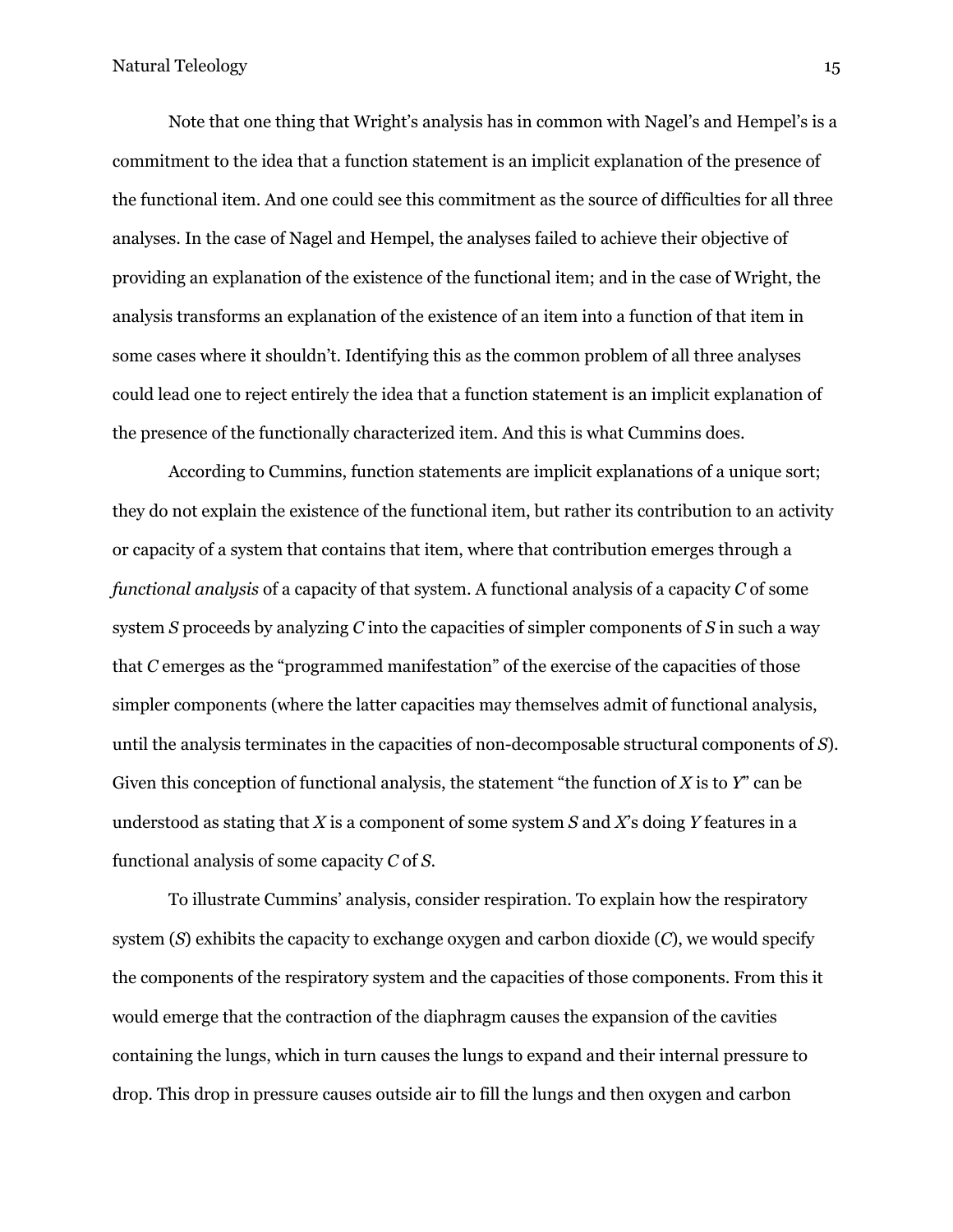Note that one thing that Wright's analysis has in common with Nagel's and Hempel's is a commitment to the idea that a function statement is an implicit explanation of the presence of the functional item. And one could see this commitment as the source of difficulties for all three analyses. In the case of Nagel and Hempel, the analyses failed to achieve their objective of providing an explanation of the existence of the functional item; and in the case of Wright, the analysis transforms an explanation of the existence of an item into a function of that item in some cases where it shouldn't. Identifying this as the common problem of all three analyses could lead one to reject entirely the idea that a function statement is an implicit explanation of the presence of the functionally characterized item. And this is what Cummins does.

According to Cummins, function statements are implicit explanations of a unique sort; they do not explain the existence of the functional item, but rather its contribution to an activity or capacity of a system that contains that item, where that contribution emerges through a *functional analysis* of a capacity of that system. A functional analysis of a capacity *C* of some system *S* proceeds by analyzing *C* into the capacities of simpler components of *S* in such a way that *C* emerges as the "programmed manifestation" of the exercise of the capacities of those simpler components (where the latter capacities may themselves admit of functional analysis, until the analysis terminates in the capacities of non-decomposable structural components of *S*). Given this conception of functional analysis, the statement "the function of *X* is to *Y*" can be understood as stating that *X* is a component of some system *S* and *X*'s doing *Y* features in a functional analysis of some capacity *C* of *S*.

To illustrate Cummins' analysis, consider respiration. To explain how the respiratory system (*S*) exhibits the capacity to exchange oxygen and carbon dioxide (*C*), we would specify the components of the respiratory system and the capacities of those components. From this it would emerge that the contraction of the diaphragm causes the expansion of the cavities containing the lungs, which in turn causes the lungs to expand and their internal pressure to drop. This drop in pressure causes outside air to fill the lungs and then oxygen and carbon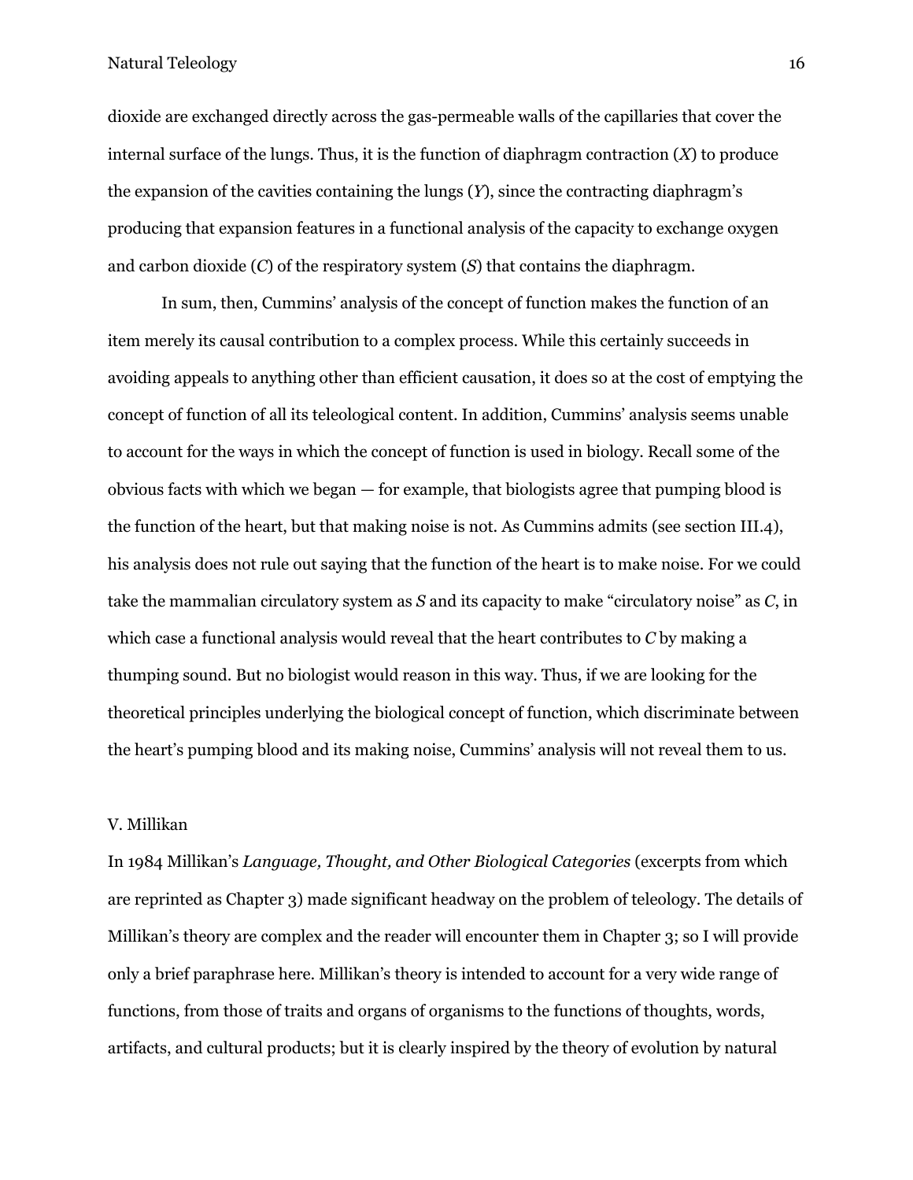dioxide are exchanged directly across the gas-permeable walls of the capillaries that cover the internal surface of the lungs. Thus, it is the function of diaphragm contraction (*X*) to produce the expansion of the cavities containing the lungs (*Y*), since the contracting diaphragm's producing that expansion features in a functional analysis of the capacity to exchange oxygen and carbon dioxide (*C*) of the respiratory system (*S*) that contains the diaphragm.

In sum, then, Cummins' analysis of the concept of function makes the function of an item merely its causal contribution to a complex process. While this certainly succeeds in avoiding appeals to anything other than efficient causation, it does so at the cost of emptying the concept of function of all its teleological content. In addition, Cummins' analysis seems unable to account for the ways in which the concept of function is used in biology. Recall some of the obvious facts with which we began — for example, that biologists agree that pumping blood is the function of the heart, but that making noise is not. As Cummins admits (see section III.4), his analysis does not rule out saying that the function of the heart is to make noise. For we could take the mammalian circulatory system as *S* and its capacity to make "circulatory noise" as *C*, in which case a functional analysis would reveal that the heart contributes to *C* by making a thumping sound. But no biologist would reason in this way. Thus, if we are looking for the theoretical principles underlying the biological concept of function, which discriminate between the heart's pumping blood and its making noise, Cummins' analysis will not reveal them to us.

## V. Millikan

In 1984 Millikan's *Language, Thought, and Other Biological Categories* (excerpts from which are reprinted as Chapter 3) made significant headway on the problem of teleology. The details of Millikan's theory are complex and the reader will encounter them in Chapter 3; so I will provide only a brief paraphrase here. Millikan's theory is intended to account for a very wide range of functions, from those of traits and organs of organisms to the functions of thoughts, words, artifacts, and cultural products; but it is clearly inspired by the theory of evolution by natural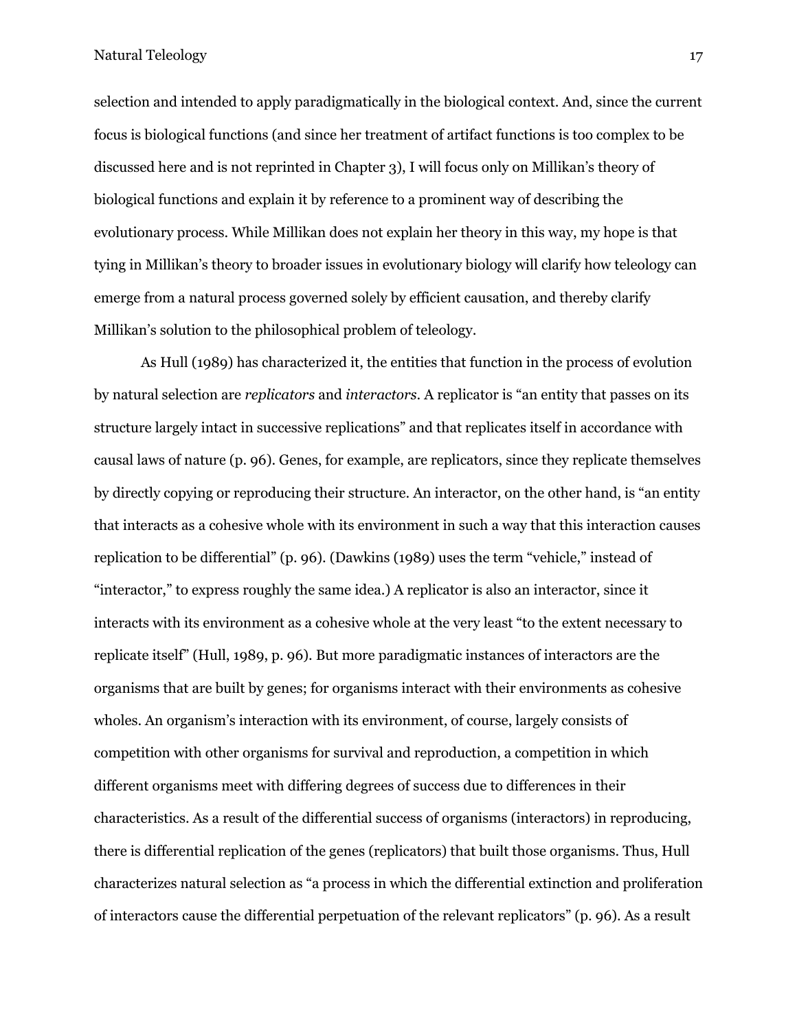selection and intended to apply paradigmatically in the biological context. And, since the current focus is biological functions (and since her treatment of artifact functions is too complex to be discussed here and is not reprinted in Chapter 3), I will focus only on Millikan's theory of biological functions and explain it by reference to a prominent way of describing the evolutionary process. While Millikan does not explain her theory in this way, my hope is that tying in Millikan's theory to broader issues in evolutionary biology will clarify how teleology can emerge from a natural process governed solely by efficient causation, and thereby clarify Millikan's solution to the philosophical problem of teleology.

As Hull (1989) has characterized it, the entities that function in the process of evolution by natural selection are *replicators* and *interactors*. A replicator is "an entity that passes on its structure largely intact in successive replications" and that replicates itself in accordance with causal laws of nature (p. 96). Genes, for example, are replicators, since they replicate themselves by directly copying or reproducing their structure. An interactor, on the other hand, is "an entity that interacts as a cohesive whole with its environment in such a way that this interaction causes replication to be differential" (p. 96). (Dawkins (1989) uses the term "vehicle," instead of "interactor," to express roughly the same idea.) A replicator is also an interactor, since it interacts with its environment as a cohesive whole at the very least "to the extent necessary to replicate itself" (Hull, 1989, p. 96). But more paradigmatic instances of interactors are the organisms that are built by genes; for organisms interact with their environments as cohesive wholes. An organism's interaction with its environment, of course, largely consists of competition with other organisms for survival and reproduction, a competition in which different organisms meet with differing degrees of success due to differences in their characteristics. As a result of the differential success of organisms (interactors) in reproducing, there is differential replication of the genes (replicators) that built those organisms. Thus, Hull characterizes natural selection as "a process in which the differential extinction and proliferation of interactors cause the differential perpetuation of the relevant replicators" (p. 96). As a result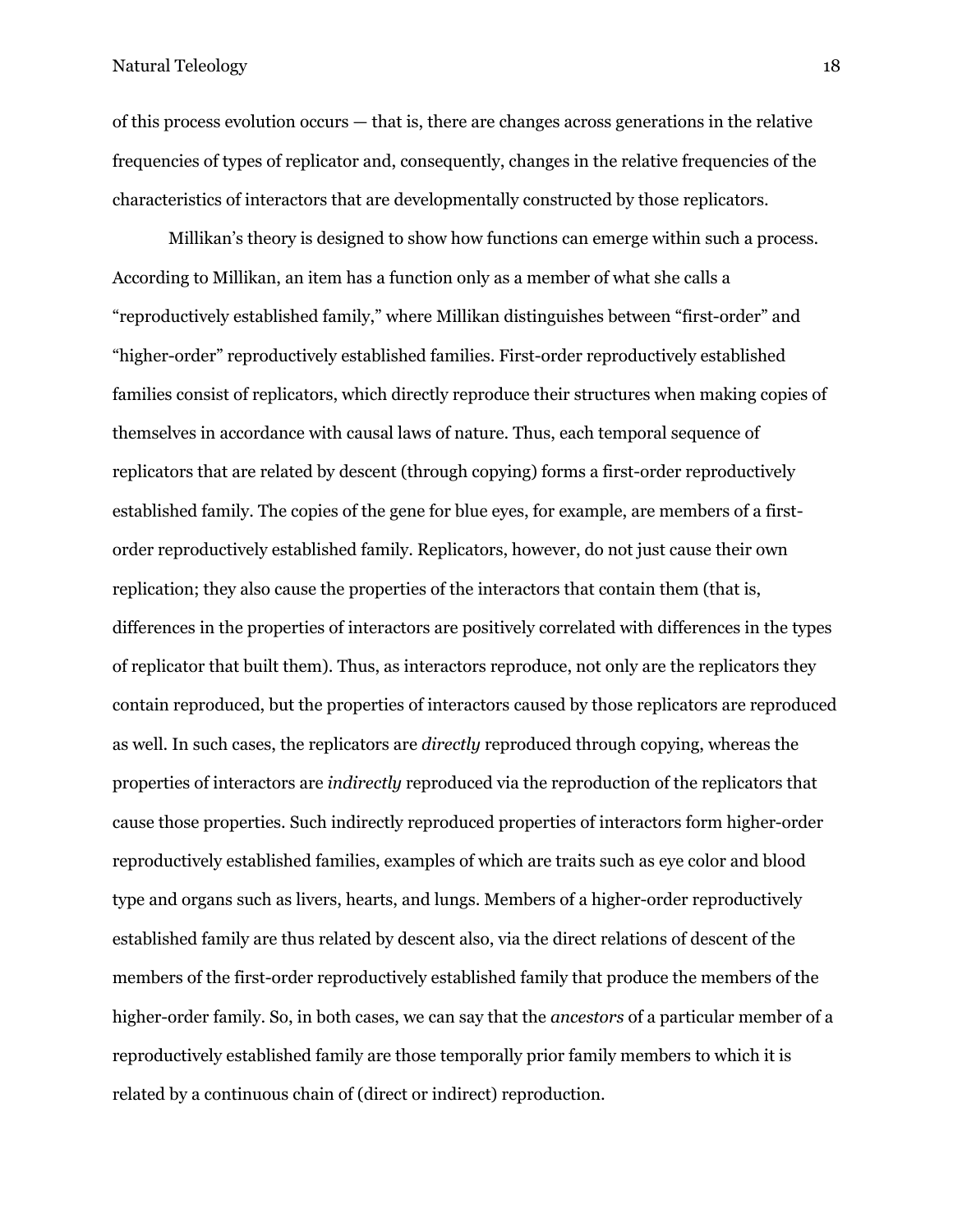of this process evolution occurs — that is, there are changes across generations in the relative frequencies of types of replicator and, consequently, changes in the relative frequencies of the characteristics of interactors that are developmentally constructed by those replicators.

Millikan's theory is designed to show how functions can emerge within such a process. According to Millikan, an item has a function only as a member of what she calls a "reproductively established family," where Millikan distinguishes between "first-order" and "higher-order" reproductively established families. First-order reproductively established families consist of replicators, which directly reproduce their structures when making copies of themselves in accordance with causal laws of nature. Thus, each temporal sequence of replicators that are related by descent (through copying) forms a first-order reproductively established family. The copies of the gene for blue eyes, for example, are members of a first-order reproductively established family. Replicators, however, do not just cause their own replication; they also cause the properties of the interactors that contain them (that is, differences in the properties of interactors are positively correlated with differences in the types of replicator that built them). Thus, as interactors reproduce, not only are the replicators they contain reproduced, but the properties of interactors caused by those replicators are reproduced as well. In such cases, the replicators are *directly* reproduced through copying, whereas the properties of interactors are *indirectly* reproduced via the reproduction of the replicators that cause those properties. Such indirectly reproduced properties of interactors form higher-order reproductively established families, examples of which are traits such as eye color and blood type and organs such as livers, hearts, and lungs. Members of a higher-order reproductively established family are thus related by descent also, via the direct relations of descent of the members of the first-order reproductively established family that produce the members of the higher-order family. So, in both cases, we can say that the *ancestors* of a particular member of a reproductively established family are those temporally prior family members to which it is related by a continuous chain of (direct or indirect) reproduction.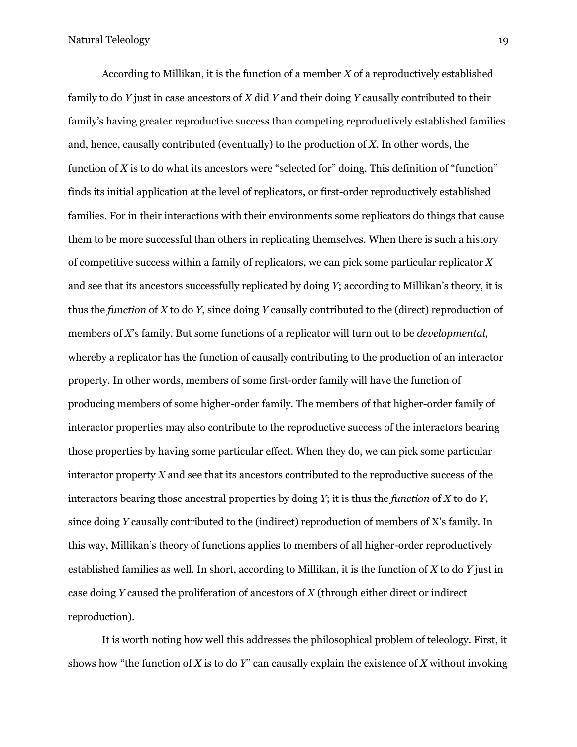According to Millikan, it is the function of a member *X* of a reproductively established family to do *Y* just in case ancestors of *X* did *Y* and their doing *Y* causally contributed to their family's having greater reproductive success than competing reproductively established families and, hence, causally contributed (eventually) to the production of *X*. In other words, the function of *X* is to do what its ancestors were "selected for" doing. This definition of "function" finds its initial application at the level of replicators, or first-order reproductively established families. For in their interactions with their environments some replicators do things that cause them to be more successful than others in replicating themselves. When there is such a history of competitive success within a family of replicators, we can pick some particular replicator *X* and see that its ancestors successfully replicated by doing *Y*; according to Millikan's theory, it is thus the *function* of *X* to do *Y*, since doing *Y* causally contributed to the (direct) reproduction of members of *X*'s family. But some functions of a replicator will turn out to be *developmental*, whereby a replicator has the function of causally contributing to the production of an interactor property. In other words, members of some first-order family will have the function of producing members of some higher-order family. The members of that higher-order family of interactor properties may also contribute to the reproductive success of the interactors bearing those properties by having some particular effect. When they do, we can pick some particular interactor property *X* and see that its ancestors contributed to the reproductive success of the interactors bearing those ancestral properties by doing *Y*; it is thus the *function* of *X* to do *Y*, since doing *Y* causally contributed to the (indirect) reproduction of members of X's family. In this way, Millikan's theory of functions applies to members of all higher-order reproductively established families as well. In short, according to Millikan, it is the function of *X* to do *Y* just in case doing *Y* caused the proliferation of ancestors of *X* (through either direct or indirect reproduction).

It is worth noting how well this addresses the philosophical problem of teleology. First, it shows how "the function of *X* is to do *Y*" can causally explain the existence of *X* without invoking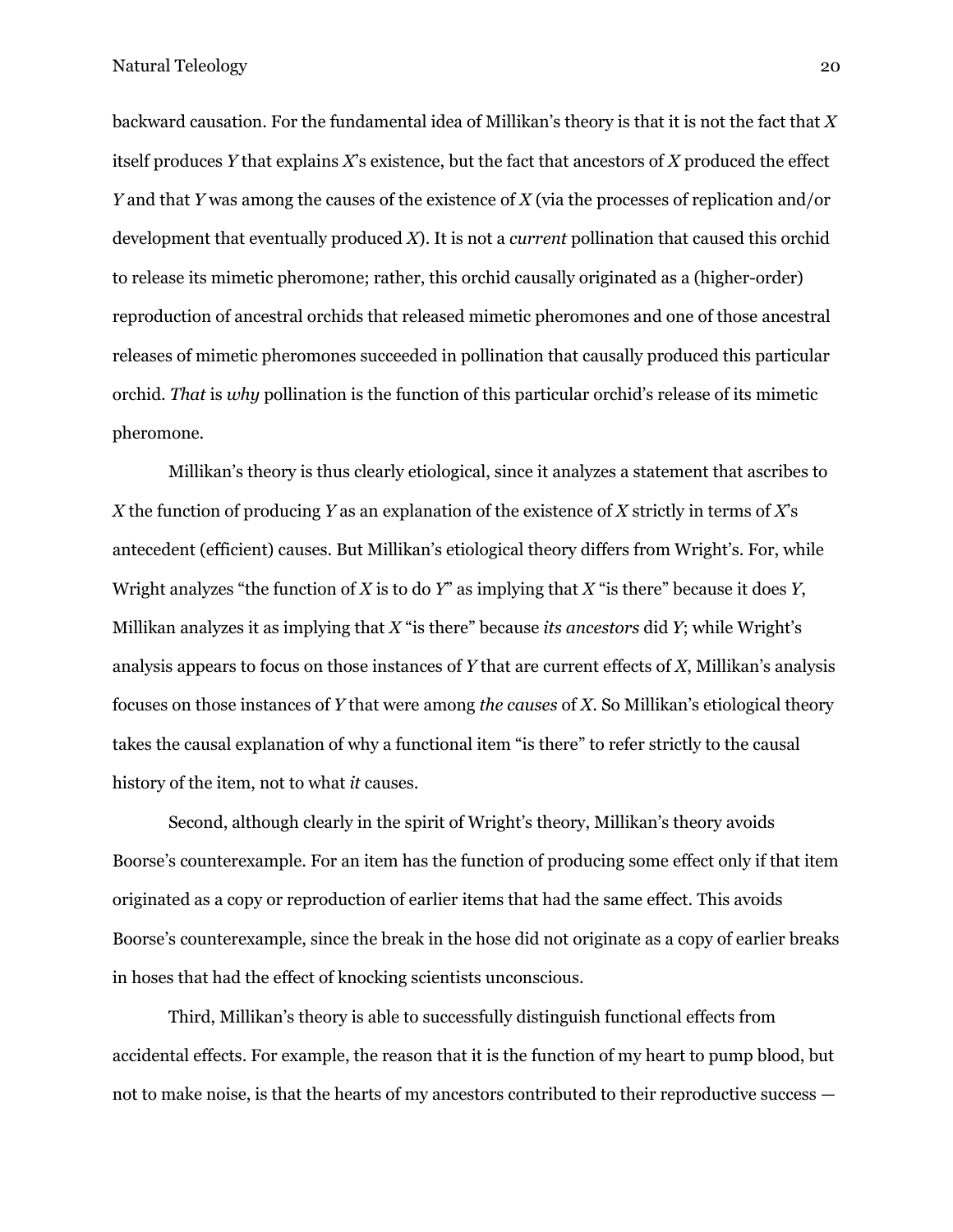backward causation. For the fundamental idea of Millikan's theory is that it is not the fact that *X* itself produces *Y* that explains *X*'s existence, but the fact that ancestors of *X* produced the effect *Y* and that *Y* was among the causes of the existence of *X* (via the processes of replication and/or development that eventually produced *X*). It is not a *current* pollination that caused this orchid to release its mimetic pheromone; rather, this orchid causally originated as a (higher-order) reproduction of ancestral orchids that released mimetic pheromones and one of those ancestral releases of mimetic pheromones succeeded in pollination that causally produced this particular orchid. *That* is *why* pollination is the function of this particular orchid's release of its mimetic pheromone.

Millikan's theory is thus clearly etiological, since it analyzes a statement that ascribes to *X* the function of producing *Y* as an explanation of the existence of *X* strictly in terms of *X*'s antecedent (efficient) causes. But Millikan's etiological theory differs from Wright's. For, while Wright analyzes "the function of *X* is to do *Y*" as implying that *X* "is there" because it does *Y*, Millikan analyzes it as implying that *X* "is there" because *its ancestors* did *Y*; while Wright's analysis appears to focus on those instances of *Y* that are current effects of *X*, Millikan's analysis focuses on those instances of *Y* that were among *the causes* of *X*. So Millikan's etiological theory takes the causal explanation of why a functional item "is there" to refer strictly to the causal history of the item, not to what *it* causes.

Second, although clearly in the spirit of Wright's theory, Millikan's theory avoids Boorse's counterexample. For an item has the function of producing some effect only if that item originated as a copy or reproduction of earlier items that had the same effect. This avoids Boorse's counterexample, since the break in the hose did not originate as a copy of earlier breaks in hoses that had the effect of knocking scientists unconscious.

Third, Millikan's theory is able to successfully distinguish functional effects from accidental effects. For example, the reason that it is the function of my heart to pump blood, but not to make noise, is that the hearts of my ancestors contributed to their reproductive success —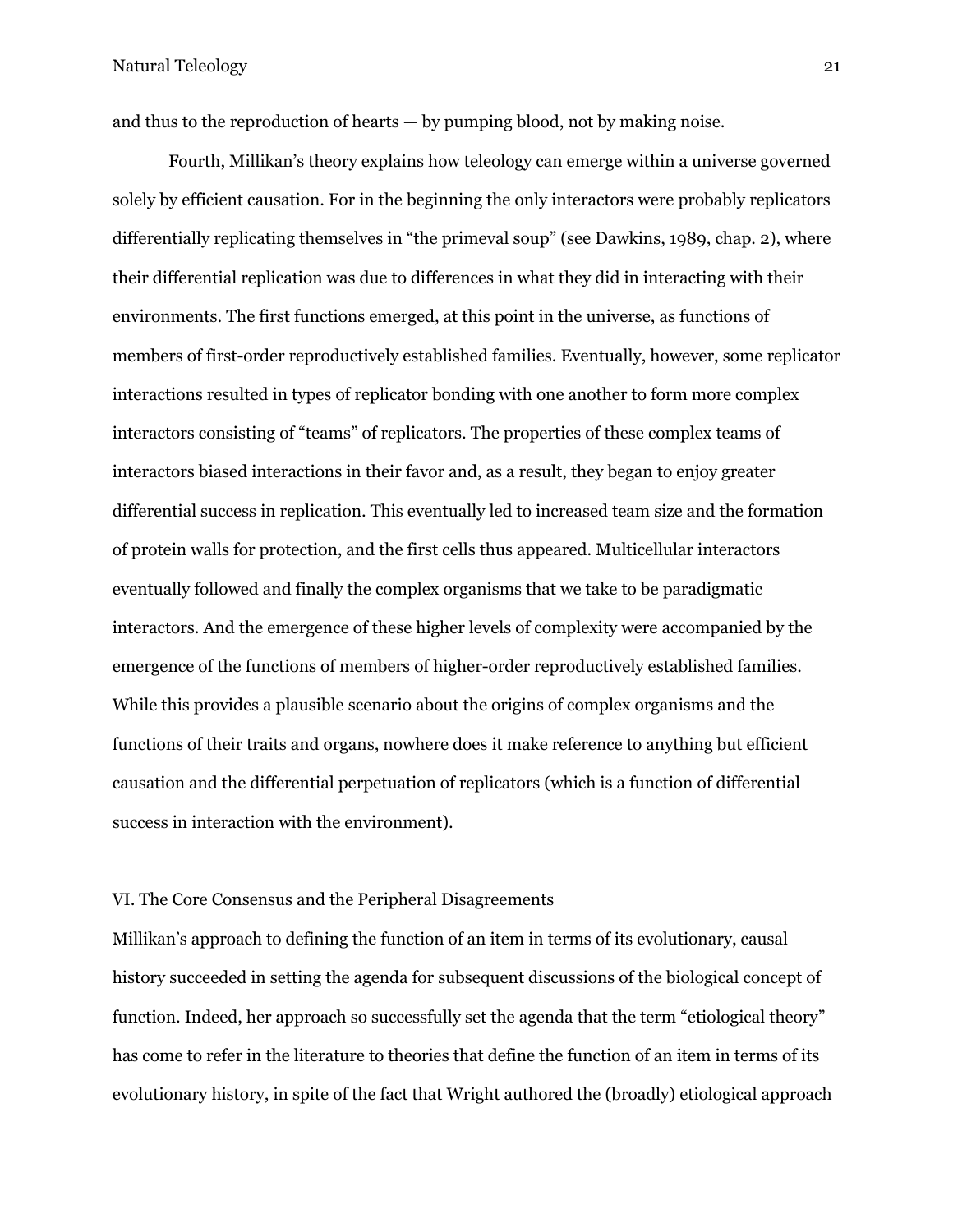and thus to the reproduction of hearts — by pumping blood, not by making noise.

Fourth, Millikan's theory explains how teleology can emerge within a universe governed solely by efficient causation. For in the beginning the only interactors were probably replicators differentially replicating themselves in "the primeval soup" (see Dawkins, 1989, chap. 2), where their differential replication was due to differences in what they did in interacting with their environments. The first functions emerged, at this point in the universe, as functions of members of first-order reproductively established families. Eventually, however, some replicator interactions resulted in types of replicator bonding with one another to form more complex interactors consisting of "teams" of replicators. The properties of these complex teams of interactors biased interactions in their favor and, as a result, they began to enjoy greater differential success in replication. This eventually led to increased team size and the formation of protein walls for protection, and the first cells thus appeared. Multicellular interactors eventually followed and finally the complex organisms that we take to be paradigmatic interactors. And the emergence of these higher levels of complexity were accompanied by the emergence of the functions of members of higher-order reproductively established families. While this provides a plausible scenario about the origins of complex organisms and the functions of their traits and organs, nowhere does it make reference to anything but efficient causation and the differential perpetuation of replicators (which is a function of differential success in interaction with the environment).

## VI. The Core Consensus and the Peripheral Disagreements

Millikan's approach to defining the function of an item in terms of its evolutionary, causal history succeeded in setting the agenda for subsequent discussions of the biological concept of function. Indeed, her approach so successfully set the agenda that the term "etiological theory" has come to refer in the literature to theories that define the function of an item in terms of its evolutionary history, in spite of the fact that Wright authored the (broadly) etiological approach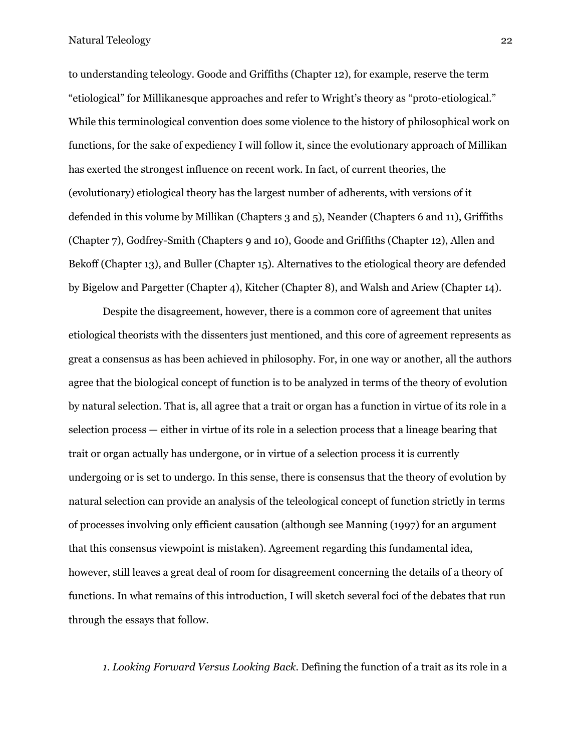to understanding teleology. Goode and Griffiths (Chapter 12), for example, reserve the term "etiological" for Millikanesque approaches and refer to Wright's theory as "proto-etiological." While this terminological convention does some violence to the history of philosophical work on functions, for the sake of expediency I will follow it, since the evolutionary approach of Millikan has exerted the strongest influence on recent work. In fact, of current theories, the (evolutionary) etiological theory has the largest number of adherents, with versions of it defended in this volume by Millikan (Chapters 3 and 5), Neander (Chapters 6 and 11), Griffiths (Chapter 7), Godfrey-Smith (Chapters 9 and 10), Goode and Griffiths (Chapter 12), Allen and Bekoff (Chapter 13), and Buller (Chapter 15). Alternatives to the etiological theory are defended by Bigelow and Pargetter (Chapter 4), Kitcher (Chapter 8), and Walsh and Ariew (Chapter 14).

Despite the disagreement, however, there is a common core of agreement that unites etiological theorists with the dissenters just mentioned, and this core of agreement represents as great a consensus as has been achieved in philosophy. For, in one way or another, all the authors agree that the biological concept of function is to be analyzed in terms of the theory of evolution by natural selection. That is, all agree that a trait or organ has a function in virtue of its role in a selection process — either in virtue of its role in a selection process that a lineage bearing that trait or organ actually has undergone, or in virtue of a selection process it is currently undergoing or is set to undergo. In this sense, there is consensus that the theory of evolution by natural selection can provide an analysis of the teleological concept of function strictly in terms of processes involving only efficient causation (although see Manning (1997) for an argument that this consensus viewpoint is mistaken). Agreement regarding this fundamental idea, however, still leaves a great deal of room for disagreement concerning the details of a theory of functions. In what remains of this introduction, I will sketch several foci of the debates that run through the essays that follow.

*1. Looking Forward Versus Looking Back.* Defining the function of a trait as its role in a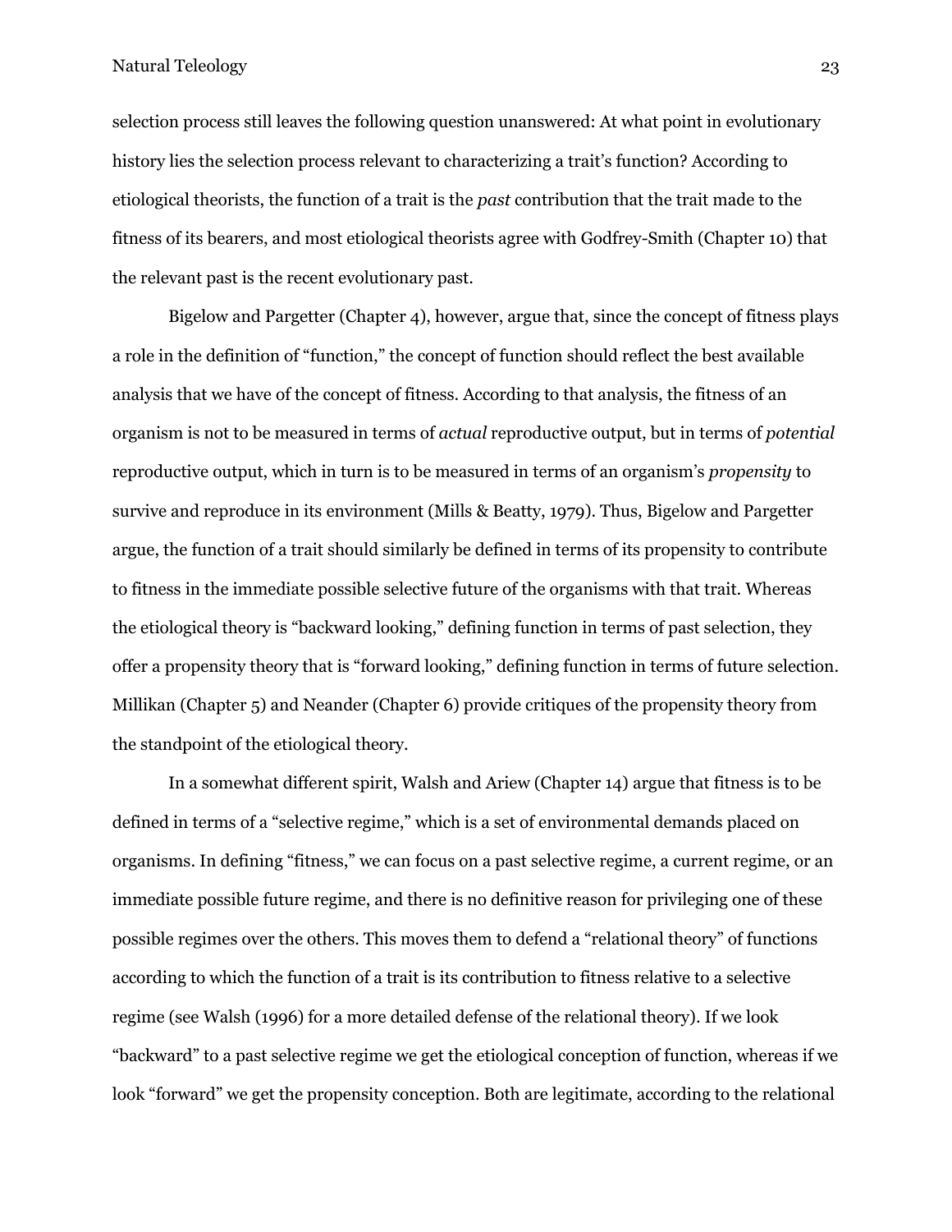selection process still leaves the following question unanswered: At what point in evolutionary history lies the selection process relevant to characterizing a trait's function? According to etiological theorists, the function of a trait is the *past* contribution that the trait made to the fitness of its bearers, and most etiological theorists agree with Godfrey-Smith (Chapter 10) that the relevant past is the recent evolutionary past.

Bigelow and Pargetter (Chapter 4), however, argue that, since the concept of fitness plays a role in the definition of "function," the concept of function should reflect the best available analysis that we have of the concept of fitness. According to that analysis, the fitness of an organism is not to be measured in terms of *actual* reproductive output, but in terms of *potential* reproductive output, which in turn is to be measured in terms of an organism's *propensity* to survive and reproduce in its environment (Mills & Beatty, 1979). Thus, Bigelow and Pargetter argue, the function of a trait should similarly be defined in terms of its propensity to contribute to fitness in the immediate possible selective future of the organisms with that trait. Whereas the etiological theory is "backward looking," defining function in terms of past selection, they offer a propensity theory that is "forward looking," defining function in terms of future selection. Millikan (Chapter 5) and Neander (Chapter 6) provide critiques of the propensity theory from the standpoint of the etiological theory.

In a somewhat different spirit, Walsh and Ariew (Chapter 14) argue that fitness is to be defined in terms of a "selective regime," which is a set of environmental demands placed on organisms. In defining "fitness," we can focus on a past selective regime, a current regime, or an immediate possible future regime, and there is no definitive reason for privileging one of these possible regimes over the others. This moves them to defend a "relational theory" of functions according to which the function of a trait is its contribution to fitness relative to a selective regime (see Walsh (1996) for a more detailed defense of the relational theory). If we look "backward" to a past selective regime we get the etiological conception of function, whereas if we look "forward" we get the propensity conception. Both are legitimate, according to the relational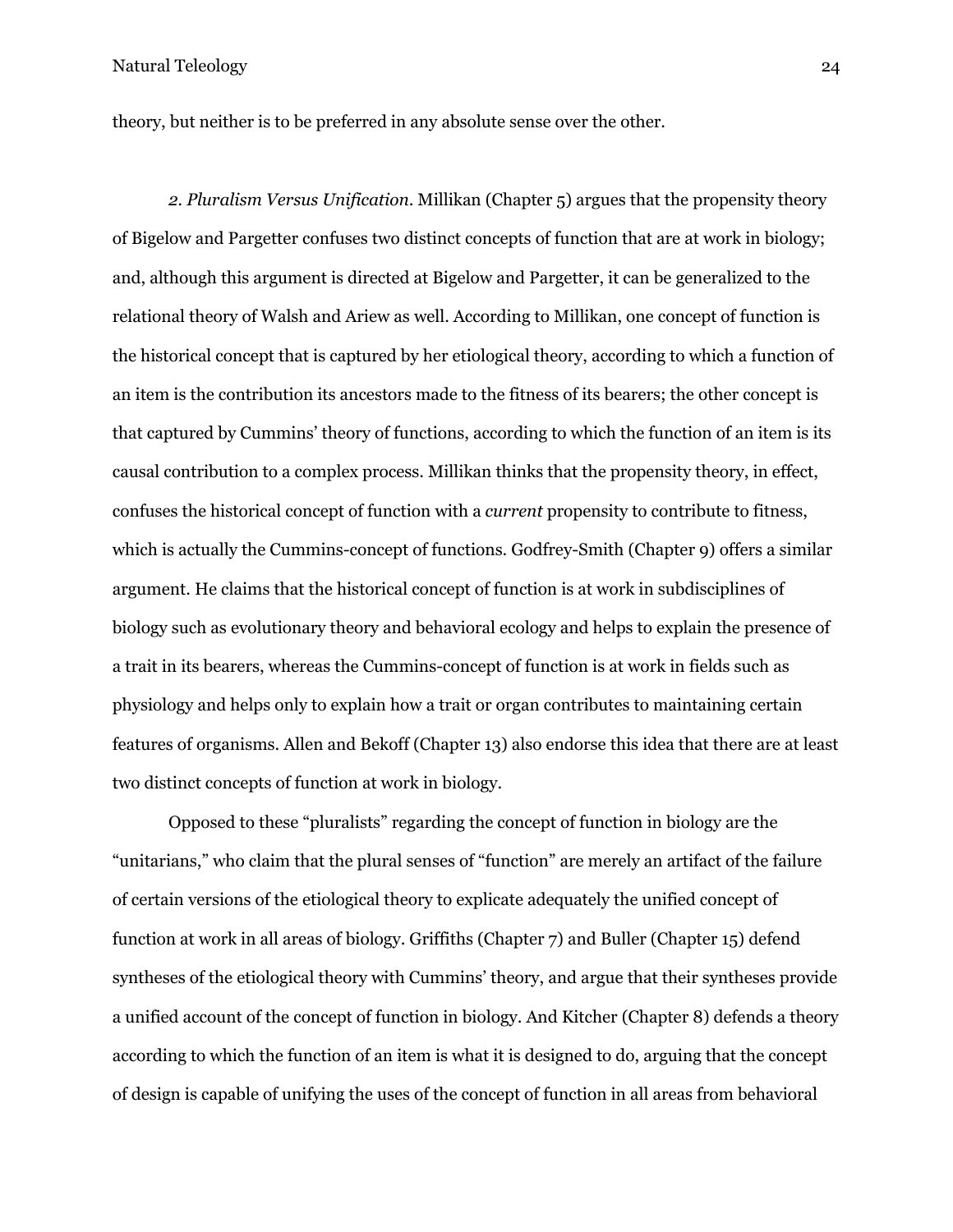theory, but neither is to be preferred in any absolute sense over the other.

*2. Pluralism Versus Unification.* Millikan (Chapter 5) argues that the propensity theory of Bigelow and Pargetter confuses two distinct concepts of function that are at work in biology; and, although this argument is directed at Bigelow and Pargetter, it can be generalized to the relational theory of Walsh and Ariew as well. According to Millikan, one concept of function is the historical concept that is captured by her etiological theory, according to which a function of an item is the contribution its ancestors made to the fitness of its bearers; the other concept is that captured by Cummins' theory of functions, according to which the function of an item is its causal contribution to a complex process. Millikan thinks that the propensity theory, in effect, confuses the historical concept of function with a *current* propensity to contribute to fitness, which is actually the Cummins-concept of functions. Godfrey-Smith (Chapter 9) offers a similar argument. He claims that the historical concept of function is at work in subdisciplines of biology such as evolutionary theory and behavioral ecology and helps to explain the presence of a trait in its bearers, whereas the Cummins-concept of function is at work in fields such as physiology and helps only to explain how a trait or organ contributes to maintaining certain features of organisms. Allen and Bekoff (Chapter 13) also endorse this idea that there are at least two distinct concepts of function at work in biology.

Opposed to these "pluralists" regarding the concept of function in biology are the "unitarians," who claim that the plural senses of "function" are merely an artifact of the failure of certain versions of the etiological theory to explicate adequately the unified concept of function at work in all areas of biology. Griffiths (Chapter 7) and Buller (Chapter 15) defend syntheses of the etiological theory with Cummins' theory, and argue that their syntheses provide a unified account of the concept of function in biology. And Kitcher (Chapter 8) defends a theory according to which the function of an item is what it is designed to do, arguing that the concept of design is capable of unifying the uses of the concept of function in all areas from behavioral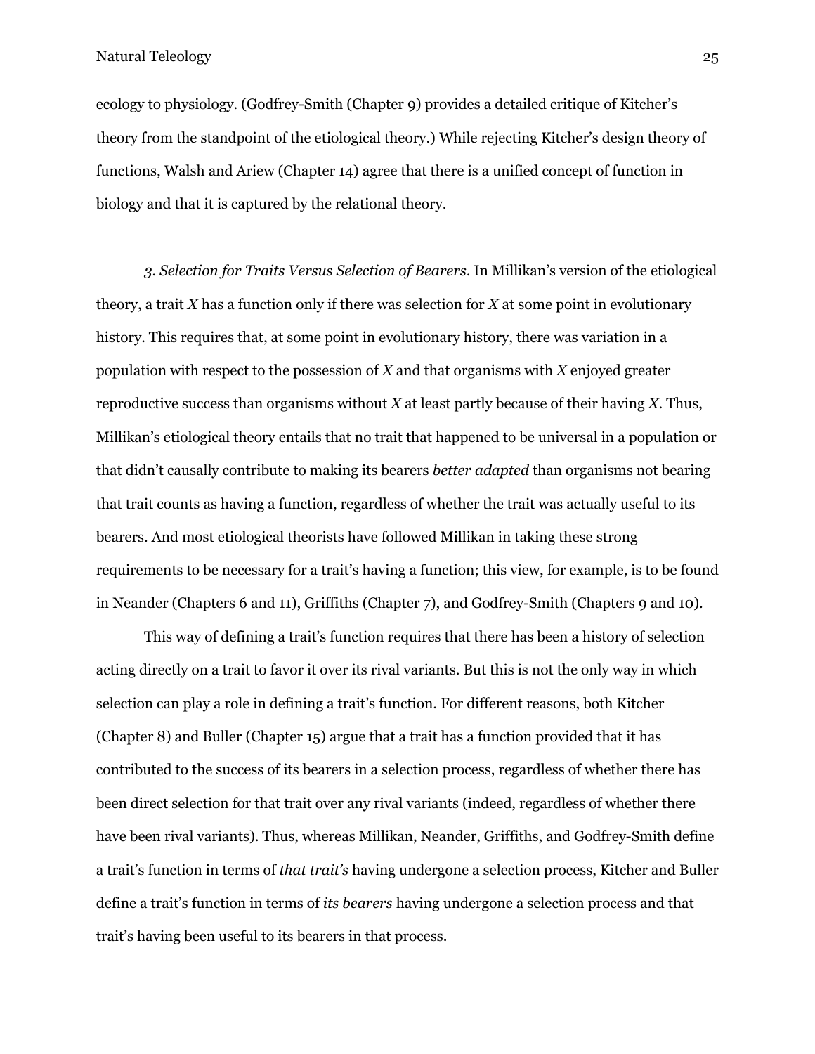ecology to physiology. (Godfrey-Smith (Chapter 9) provides a detailed critique of Kitcher's theory from the standpoint of the etiological theory.) While rejecting Kitcher's design theory of functions, Walsh and Ariew (Chapter 14) agree that there is a unified concept of function in biology and that it is captured by the relational theory.

*3. Selection for Traits Versus Selection of Bearers*. In Millikan's version of the etiological theory, a trait *X* has a function only if there was selection for *X* at some point in evolutionary history. This requires that, at some point in evolutionary history, there was variation in a population with respect to the possession of *X* and that organisms with *X* enjoyed greater reproductive success than organisms without *X* at least partly because of their having *X*. Thus, Millikan's etiological theory entails that no trait that happened to be universal in a population or that didn't causally contribute to making its bearers *better adapted* than organisms not bearing that trait counts as having a function, regardless of whether the trait was actually useful to its bearers. And most etiological theorists have followed Millikan in taking these strong requirements to be necessary for a trait's having a function; this view, for example, is to be found in Neander (Chapters 6 and 11), Griffiths (Chapter 7), and Godfrey-Smith (Chapters 9 and 10).

This way of defining a trait's function requires that there has been a history of selection acting directly on a trait to favor it over its rival variants. But this is not the only way in which selection can play a role in defining a trait's function. For different reasons, both Kitcher (Chapter 8) and Buller (Chapter 15) argue that a trait has a function provided that it has contributed to the success of its bearers in a selection process, regardless of whether there has been direct selection for that trait over any rival variants (indeed, regardless of whether there have been rival variants). Thus, whereas Millikan, Neander, Griffiths, and Godfrey-Smith define a trait's function in terms of *that trait's* having undergone a selection process, Kitcher and Buller define a trait's function in terms of *its bearers* having undergone a selection process and that trait's having been useful to its bearers in that process.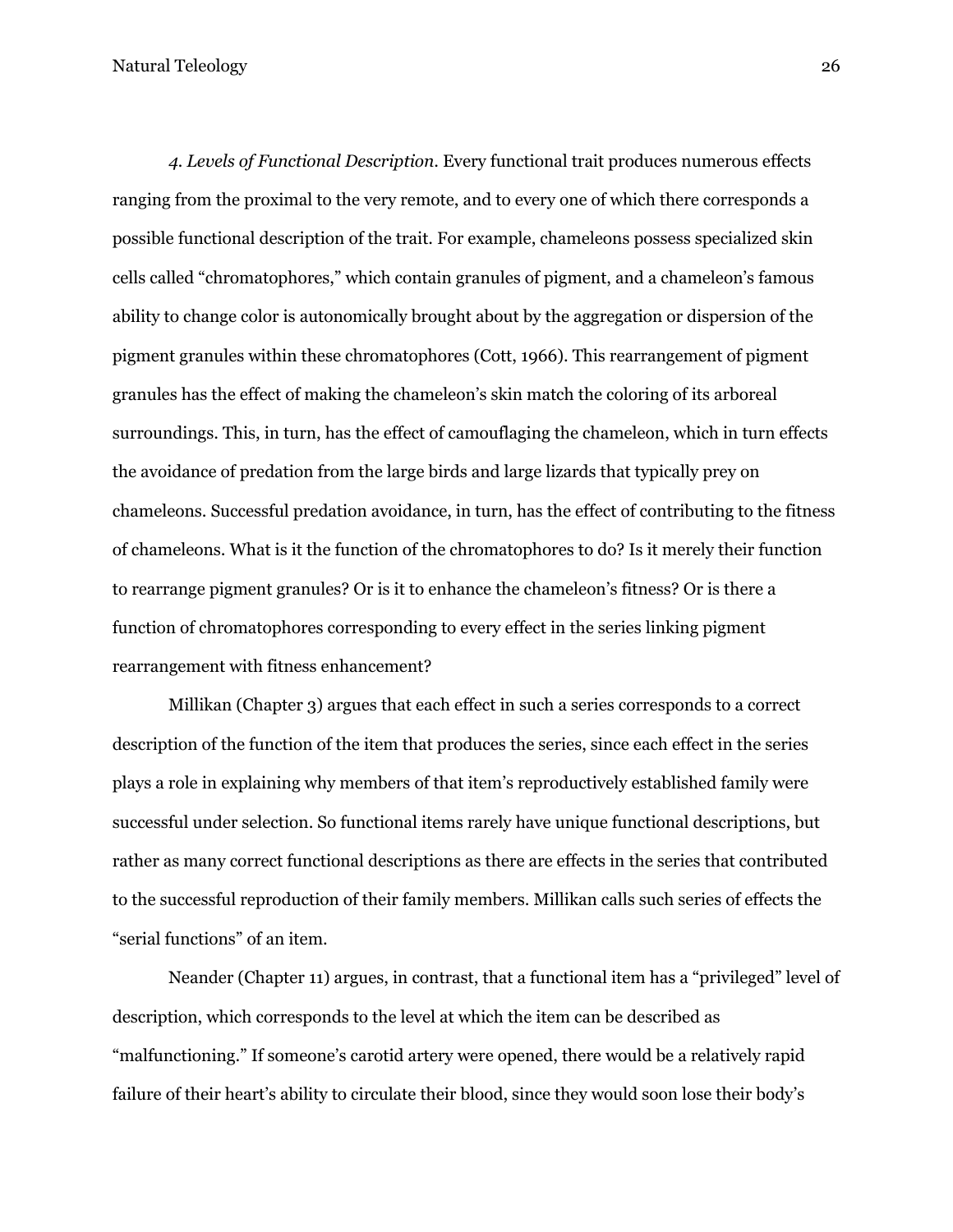*4. Levels of Functional Description*. Every functional trait produces numerous effects ranging from the proximal to the very remote, and to every one of which there corresponds a possible functional description of the trait. For example, chameleons possess specialized skin cells called "chromatophores," which contain granules of pigment, and a chameleon's famous ability to change color is autonomically brought about by the aggregation or dispersion of the pigment granules within these chromatophores (Cott, 1966). This rearrangement of pigment granules has the effect of making the chameleon's skin match the coloring of its arboreal surroundings. This, in turn, has the effect of camouflaging the chameleon, which in turn effects the avoidance of predation from the large birds and large lizards that typically prey on chameleons. Successful predation avoidance, in turn, has the effect of contributing to the fitness of chameleons. What is it the function of the chromatophores to do? Is it merely their function to rearrange pigment granules? Or is it to enhance the chameleon's fitness? Or is there a function of chromatophores corresponding to every effect in the series linking pigment rearrangement with fitness enhancement?

Millikan (Chapter 3) argues that each effect in such a series corresponds to a correct description of the function of the item that produces the series, since each effect in the series plays a role in explaining why members of that item's reproductively established family were successful under selection. So functional items rarely have unique functional descriptions, but rather as many correct functional descriptions as there are effects in the series that contributed to the successful reproduction of their family members. Millikan calls such series of effects the "serial functions" of an item.

Neander (Chapter 11) argues, in contrast, that a functional item has a "privileged" level of description, which corresponds to the level at which the item can be described as "malfunctioning." If someone's carotid artery were opened, there would be a relatively rapid failure of their heart's ability to circulate their blood, since they would soon lose their body's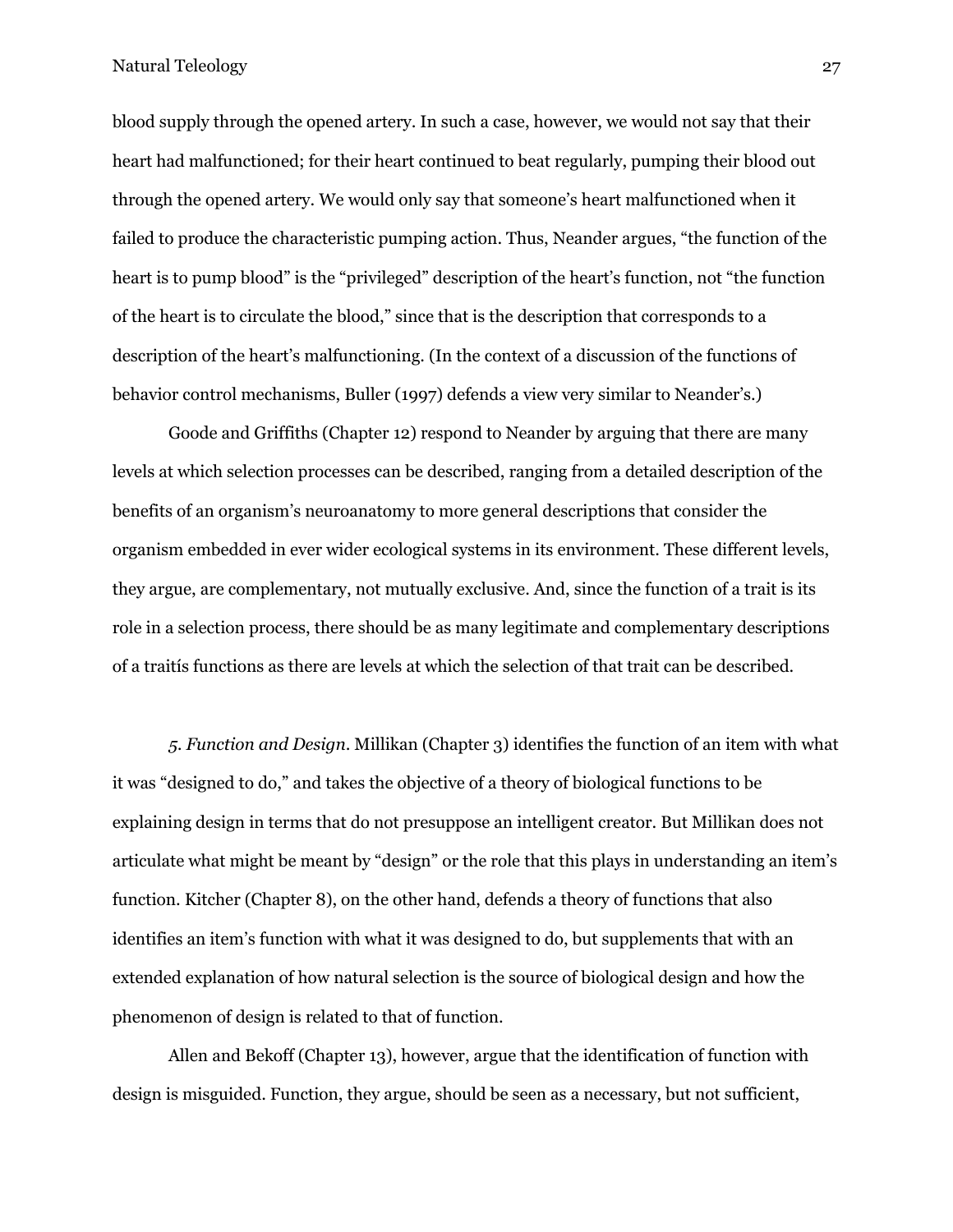blood supply through the opened artery. In such a case, however, we would not say that their heart had malfunctioned; for their heart continued to beat regularly, pumping their blood out through the opened artery. We would only say that someone's heart malfunctioned when it failed to produce the characteristic pumping action. Thus, Neander argues, "the function of the heart is to pump blood" is the "privileged" description of the heart's function, not "the function of the heart is to circulate the blood," since that is the description that corresponds to a description of the heart's malfunctioning. (In the context of a discussion of the functions of behavior control mechanisms, Buller (1997) defends a view very similar to Neander's.)

Goode and Griffiths (Chapter 12) respond to Neander by arguing that there are many levels at which selection processes can be described, ranging from a detailed description of the benefits of an organism's neuroanatomy to more general descriptions that consider the organism embedded in ever wider ecological systems in its environment. These different levels, they argue, are complementary, not mutually exclusive. And, since the function of a trait is its role in a selection process, there should be as many legitimate and complementary descriptions of a traitís functions as there are levels at which the selection of that trait can be described.

*5. Function and Design.* Millikan (Chapter 3) identifies the function of an item with what it was "designed to do," and takes the objective of a theory of biological functions to be explaining design in terms that do not presuppose an intelligent creator. But Millikan does not articulate what might be meant by "design" or the role that this plays in understanding an item's function. Kitcher (Chapter 8), on the other hand, defends a theory of functions that also identifies an item's function with what it was designed to do, but supplements that with an extended explanation of how natural selection is the source of biological design and how the phenomenon of design is related to that of function.

Allen and Bekoff (Chapter 13), however, argue that the identification of function with design is misguided. Function, they argue, should be seen as a necessary, but not sufficient,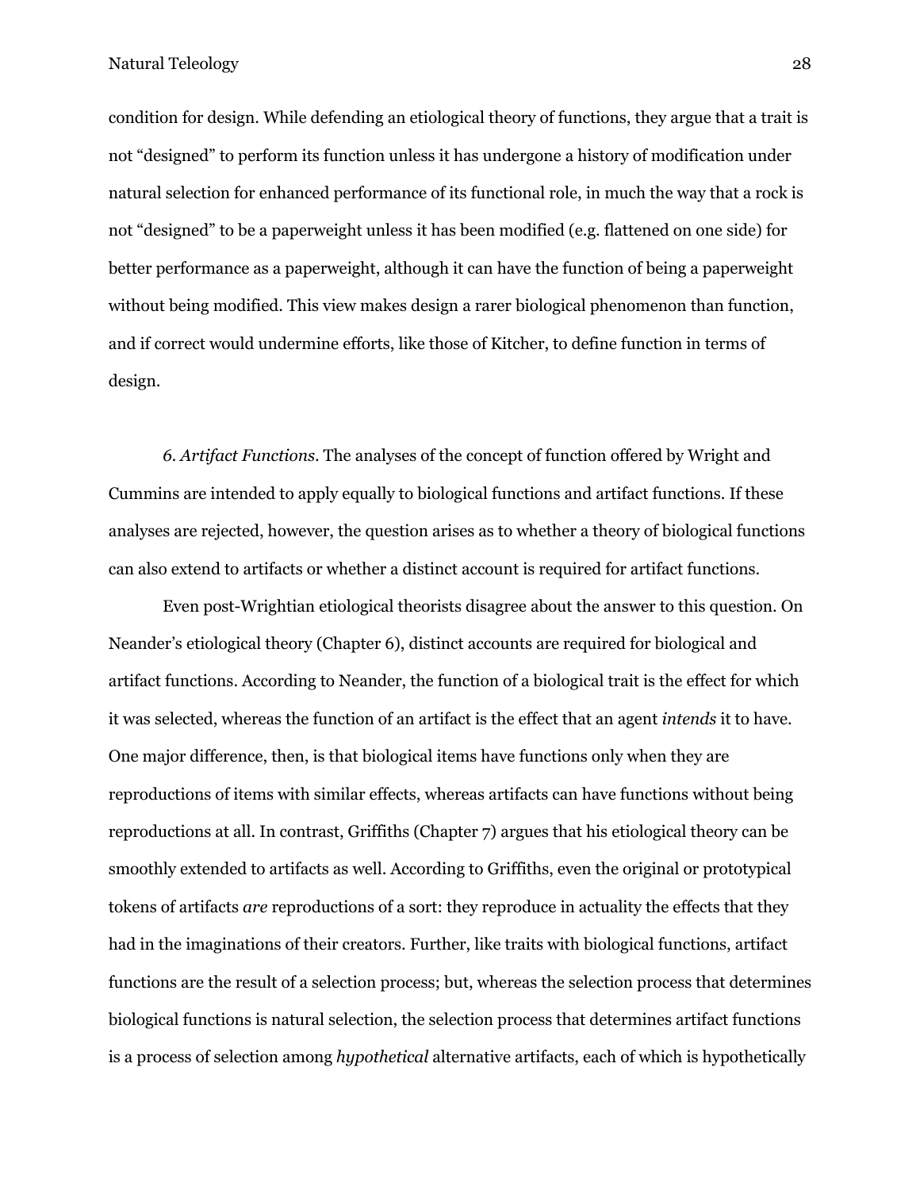condition for design. While defending an etiological theory of functions, they argue that a trait is not "designed" to perform its function unless it has undergone a history of modification under natural selection for enhanced performance of its functional role, in much the way that a rock is not "designed" to be a paperweight unless it has been modified (e.g. flattened on one side) for better performance as a paperweight, although it can have the function of being a paperweight without being modified. This view makes design a rarer biological phenomenon than function, and if correct would undermine efforts, like those of Kitcher, to define function in terms of design.

*6. Artifact Functions*. The analyses of the concept of function offered by Wright and Cummins are intended to apply equally to biological functions and artifact functions. If these analyses are rejected, however, the question arises as to whether a theory of biological functions can also extend to artifacts or whether a distinct account is required for artifact functions.

Even post-Wrightian etiological theorists disagree about the answer to this question. On Neander's etiological theory (Chapter 6), distinct accounts are required for biological and artifact functions. According to Neander, the function of a biological trait is the effect for which it was selected, whereas the function of an artifact is the effect that an agent *intends* it to have. One major difference, then, is that biological items have functions only when they are reproductions of items with similar effects, whereas artifacts can have functions without being reproductions at all. In contrast, Griffiths (Chapter 7) argues that his etiological theory can be smoothly extended to artifacts as well. According to Griffiths, even the original or prototypical tokens of artifacts *are* reproductions of a sort: they reproduce in actuality the effects that they had in the imaginations of their creators. Further, like traits with biological functions, artifact functions are the result of a selection process; but, whereas the selection process that determines biological functions is natural selection, the selection process that determines artifact functions is a process of selection among *hypothetical* alternative artifacts, each of which is hypothetically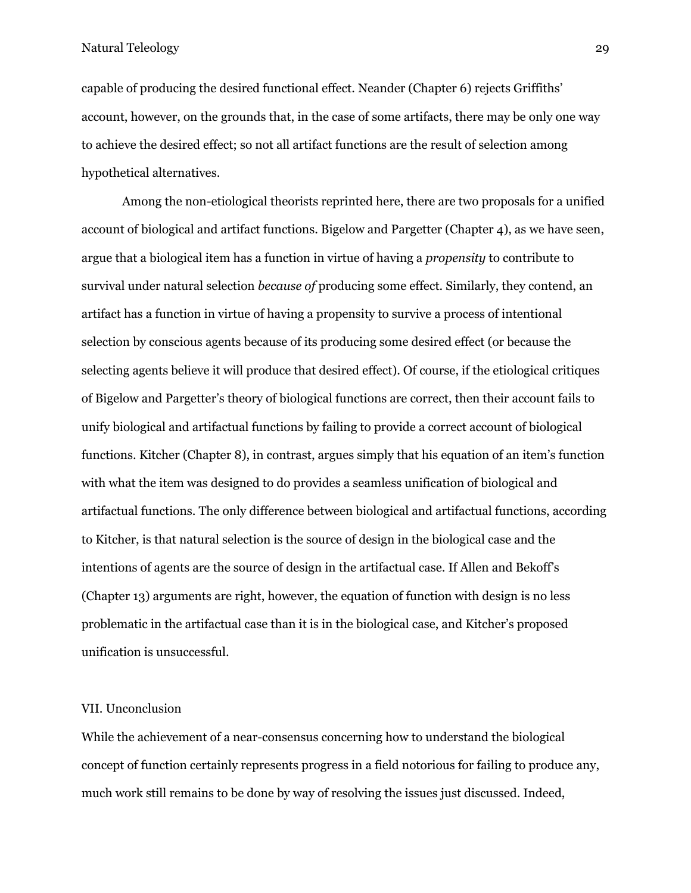capable of producing the desired functional effect. Neander (Chapter 6) rejects Griffiths' account, however, on the grounds that, in the case of some artifacts, there may be only one way to achieve the desired effect; so not all artifact functions are the result of selection among hypothetical alternatives.

Among the non-etiological theorists reprinted here, there are two proposals for a unified account of biological and artifact functions. Bigelow and Pargetter (Chapter 4), as we have seen, argue that a biological item has a function in virtue of having a *propensity* to contribute to survival under natural selection *because of* producing some effect. Similarly, they contend, an artifact has a function in virtue of having a propensity to survive a process of intentional selection by conscious agents because of its producing some desired effect (or because the selecting agents believe it will produce that desired effect). Of course, if the etiological critiques of Bigelow and Pargetter's theory of biological functions are correct, then their account fails to unify biological and artifactual functions by failing to provide a correct account of biological functions. Kitcher (Chapter 8), in contrast, argues simply that his equation of an item's function with what the item was designed to do provides a seamless unification of biological and artifactual functions. The only difference between biological and artifactual functions, according to Kitcher, is that natural selection is the source of design in the biological case and the intentions of agents are the source of design in the artifactual case. If Allen and Bekoff's (Chapter 13) arguments are right, however, the equation of function with design is no less problematic in the artifactual case than it is in the biological case, and Kitcher's proposed unification is unsuccessful.

## VII. Unconclusion

While the achievement of a near-consensus concerning how to understand the biological concept of function certainly represents progress in a field notorious for failing to produce any, much work still remains to be done by way of resolving the issues just discussed. Indeed,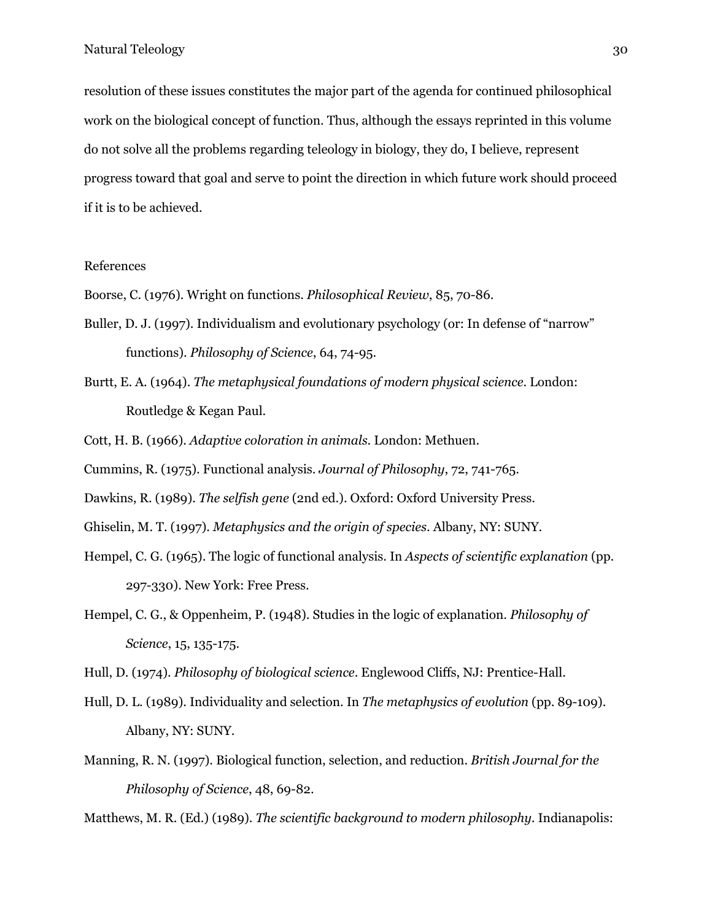resolution of these issues constitutes the major part of the agenda for continued philosophical work on the biological concept of function. Thus, although the essays reprinted in this volume do not solve all the problems regarding teleology in biology, they do, I believe, represent progress toward that goal and serve to point the direction in which future work should proceed if it is to be achieved.

## References

Boorse, C. (1976). Wright on functions. *Philosophical Review*, 85, 70-86.

Buller, D. J. (1997). Individualism and evolutionary psychology (or: In defense of "narrow" functions). *Philosophy of Science*, 64, 74-95.

Burtt, E. A. (1964). *The metaphysical foundations of modern physical science*. London: Routledge & Kegan Paul.

Cott, H. B. (1966). *Adaptive coloration in animals*. London: Methuen.

Cummins, R. (1975). Functional analysis. *Journal of Philosophy*, 72, 741-765.

Dawkins, R. (1989). *The selfish gene* (2nd ed.). Oxford: Oxford University Press.

Ghiselin, M. T. (1997). *Metaphysics and the origin of species*. Albany, NY: SUNY.

Hempel, C. G. (1965). The logic of functional analysis. In *Aspects of scientific explanation* (pp. 297-330). New York: Free Press.

Hempel, C. G., & Oppenheim, P. (1948). Studies in the logic of explanation. *Philosophy of Science*, 15, 135-175.

Hull, D. (1974). *Philosophy of biological science*. Englewood Cliffs, NJ: Prentice-Hall.

Hull, D. L. (1989). Individuality and selection. In *The metaphysics of evolution* (pp. 89-109). Albany, NY: SUNY.

Manning, R. N. (1997). Biological function, selection, and reduction. *British Journal for the Philosophy of Science*, 48, 69-82.

Matthews, M. R. (Ed.) (1989). *The scientific background to modern philosophy*. Indianapolis: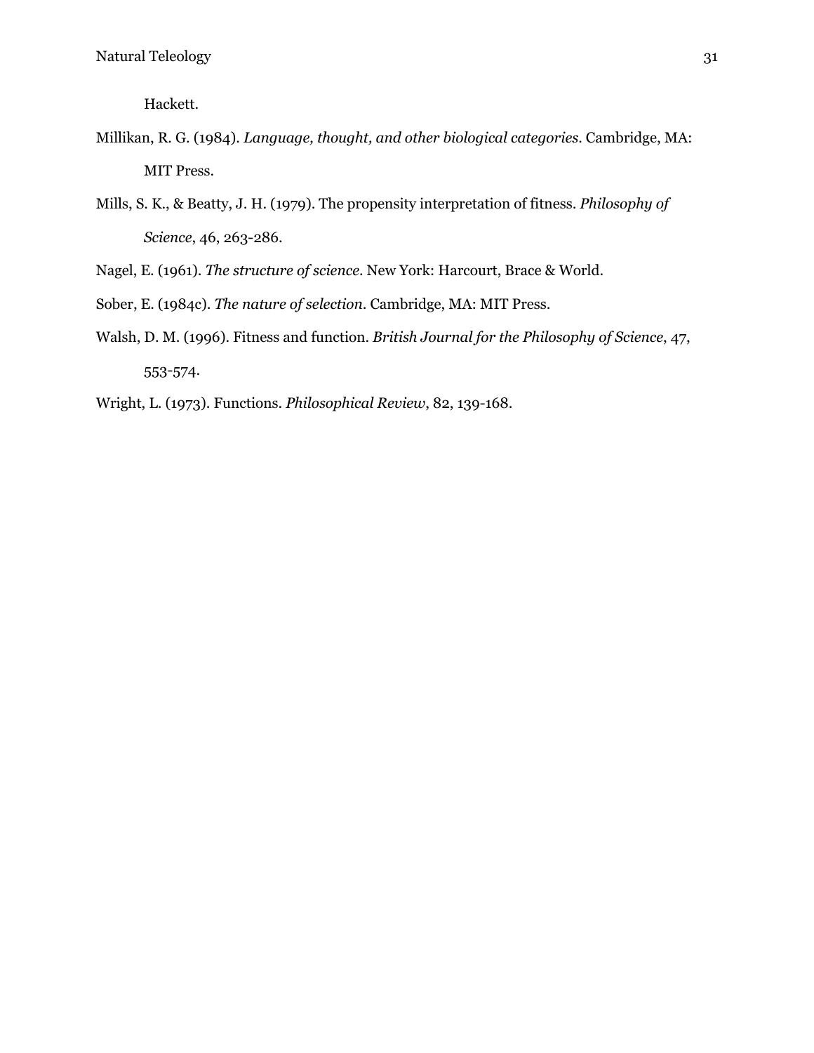Hackett.

Millikan, R. G. (1984). *Language, thought, and other biological categories*. Cambridge, MA: MIT Press.

Mills, S. K., & Beatty, J. H. (1979). The propensity interpretation of fitness. *Philosophy of Science*, 46, 263-286.

Nagel, E. (1961). *The structure of science*. New York: Harcourt, Brace & World.

Sober, E. (1984c). *The nature of selection*. Cambridge, MA: MIT Press.

Walsh, D. M. (1996). Fitness and function. *British Journal for the Philosophy of Science*, 47, 553-574.

Wright, L. (1973). Functions. *Philosophical Review*, 82, 139-168.